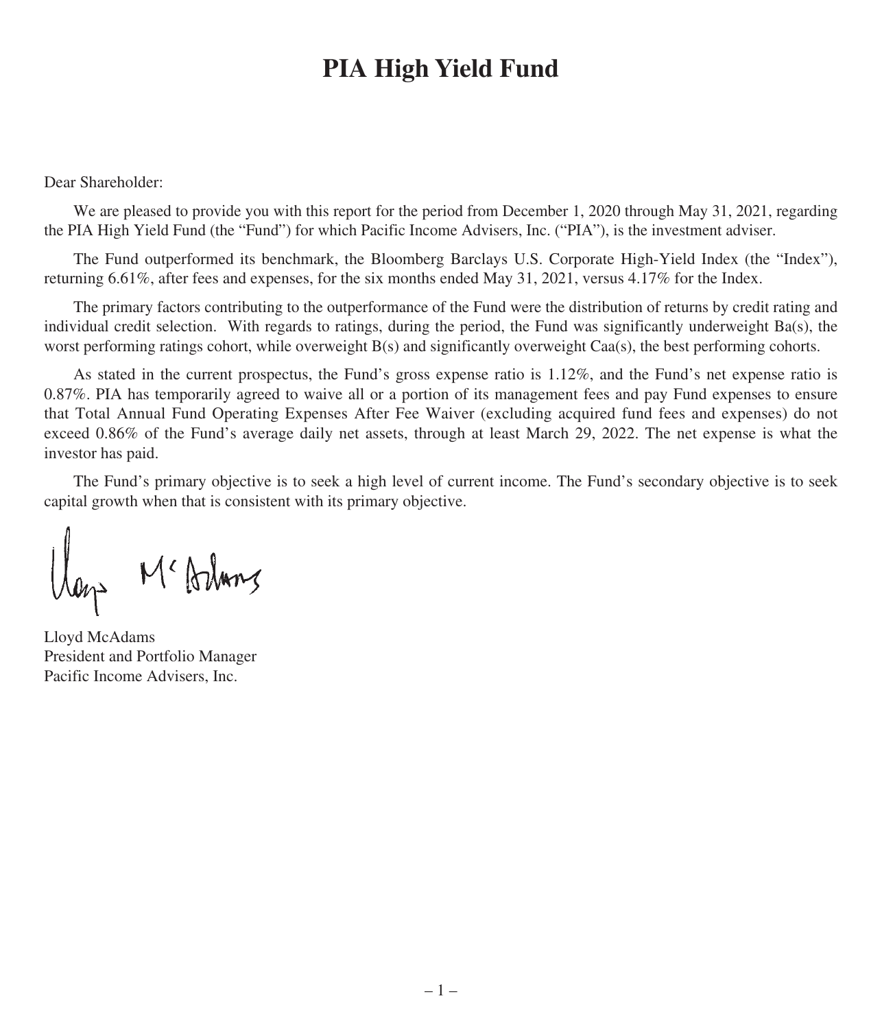# PIA High Yield Fund

Dear Shareholder:

We are pleased to provide you with this report for the period from December 1, 2020 through May 31, 2021, regarding the PIA High Yield Fund (the "Fund") for which Pacific Income Advisers, Inc. ("PIA"), is the investment adviser.

The Fund outperformed its benchmark, the Bloomberg Barclays U.S. Corporate High-Yield Index (the "Index"), returning 6.61%, after fees and expenses, for the six months ended May 31, 2021, versus 4.17% for the Index.

The primary factors contributing to the outperformance of the Fund were the distribution of returns by credit rating and individual credit selection. With regards to ratings, during the period, the Fund was significantly underweight Ba(s), the worst performing ratings cohort, while overweight B(s) and significantly overweight Caa(s), the best performing cohorts.

As stated in the current prospectus, the Fund's gross expense ratio is 1.12%, and the Fund's net expense ratio is 0.87%. PIA has temporarily agreed to waive all or a portion of its management fees and pay Fund expenses to ensure that Total Annual Fund Operating Expenses After Fee Waiver (excluding acquired fund fees and expenses) do not exceed 0.86% of the Fund's average daily net assets, through at least March 29, 2022. The net expense is what the investor has paid.

The Fund's primary objective is to seek a high level of current income. The Fund's secondary objective is to seek capital growth when that is consistent with its primary objective.

Lloyd McAdams
President and Portfolio Manager
Pacific Income Advisers, Inc.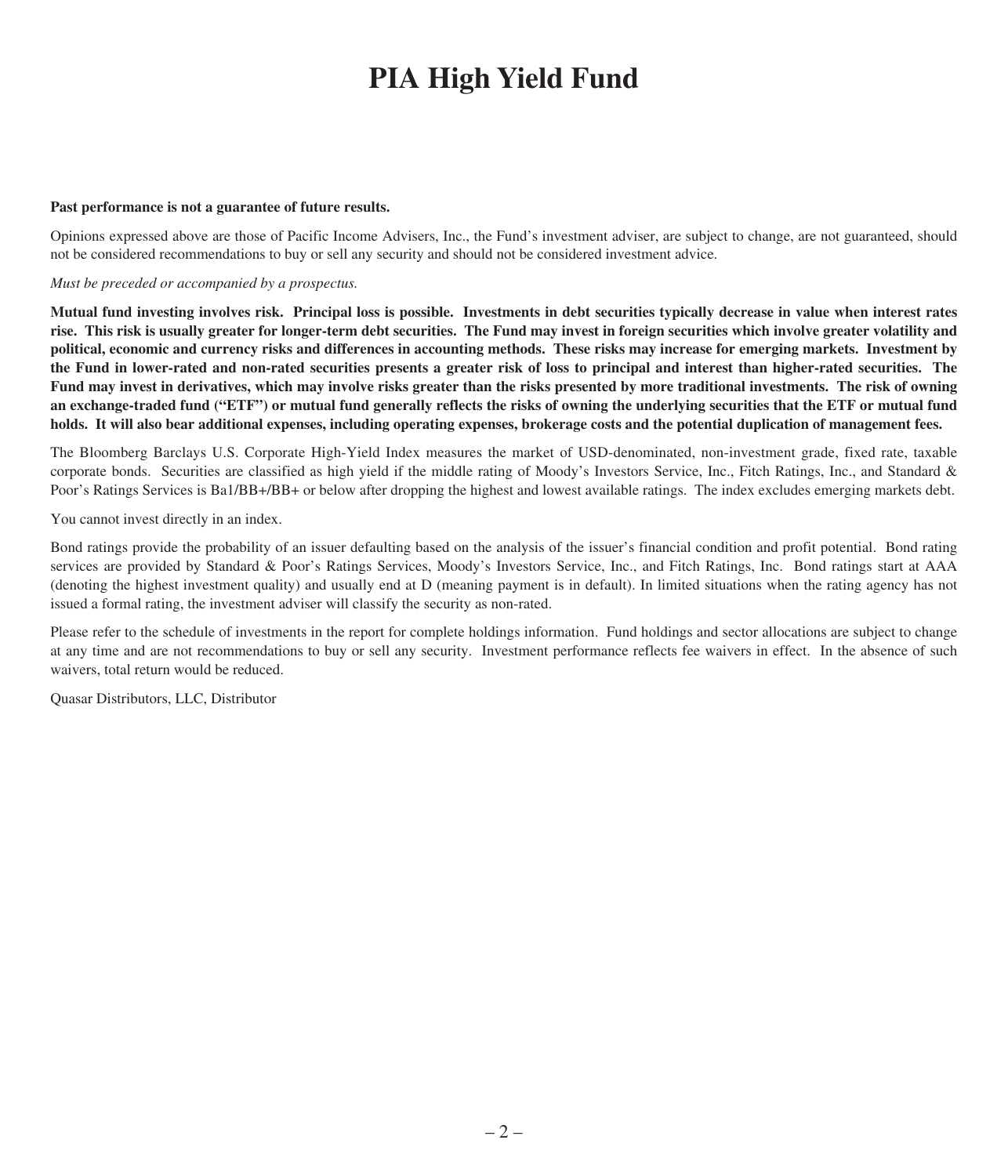# PIA High Yield Fund

**Past performance is not a guarantee of future results.**

Opinions expressed above are those of Pacific Income Advisers, Inc., the Fund's investment adviser, are subject to change, are not guaranteed, should not be considered recommendations to buy or sell any security and should not be considered investment advice.

*Must be preceded or accompanied by a prospectus.*

**Mutual fund investing involves risk. Principal loss is possible. Investments in debt securities typically decrease in value when interest rates rise. This risk is usually greater for longer-term debt securities. The Fund may invest in foreign securities which involve greater volatility and political, economic and currency risks and differences in accounting methods. These risks may increase for emerging markets. Investment by the Fund in lower-rated and non-rated securities presents a greater risk of loss to principal and interest than higher-rated securities. The Fund may invest in derivatives, which may involve risks greater than the risks presented by more traditional investments. The risk of owning an exchange-traded fund ("ETF") or mutual fund generally reflects the risks of owning the underlying securities that the ETF or mutual fund holds. It will also bear additional expenses, including operating expenses, brokerage costs and the potential duplication of management fees.**

The Bloomberg Barclays U.S. Corporate High-Yield Index measures the market of USD-denominated, non-investment grade, fixed rate, taxable corporate bonds. Securities are classified as high yield if the middle rating of Moody's Investors Service, Inc., Fitch Ratings, Inc., and Standard & Poor's Ratings Services is Ba1/BB+/BB+ or below after dropping the highest and lowest available ratings. The index excludes emerging markets debt.

You cannot invest directly in an index.

Bond ratings provide the probability of an issuer defaulting based on the analysis of the issuer's financial condition and profit potential. Bond rating services are provided by Standard & Poor's Ratings Services, Moody's Investors Service, Inc., and Fitch Ratings, Inc. Bond ratings start at AAA (denoting the highest investment quality) and usually end at D (meaning payment is in default). In limited situations when the rating agency has not issued a formal rating, the investment adviser will classify the security as non-rated.

Please refer to the schedule of investments in the report for complete holdings information. Fund holdings and sector allocations are subject to change at any time and are not recommendations to buy or sell any security. Investment performance reflects fee waivers in effect. In the absence of such waivers, total return would be reduced.

Quasar Distributors, LLC, Distributor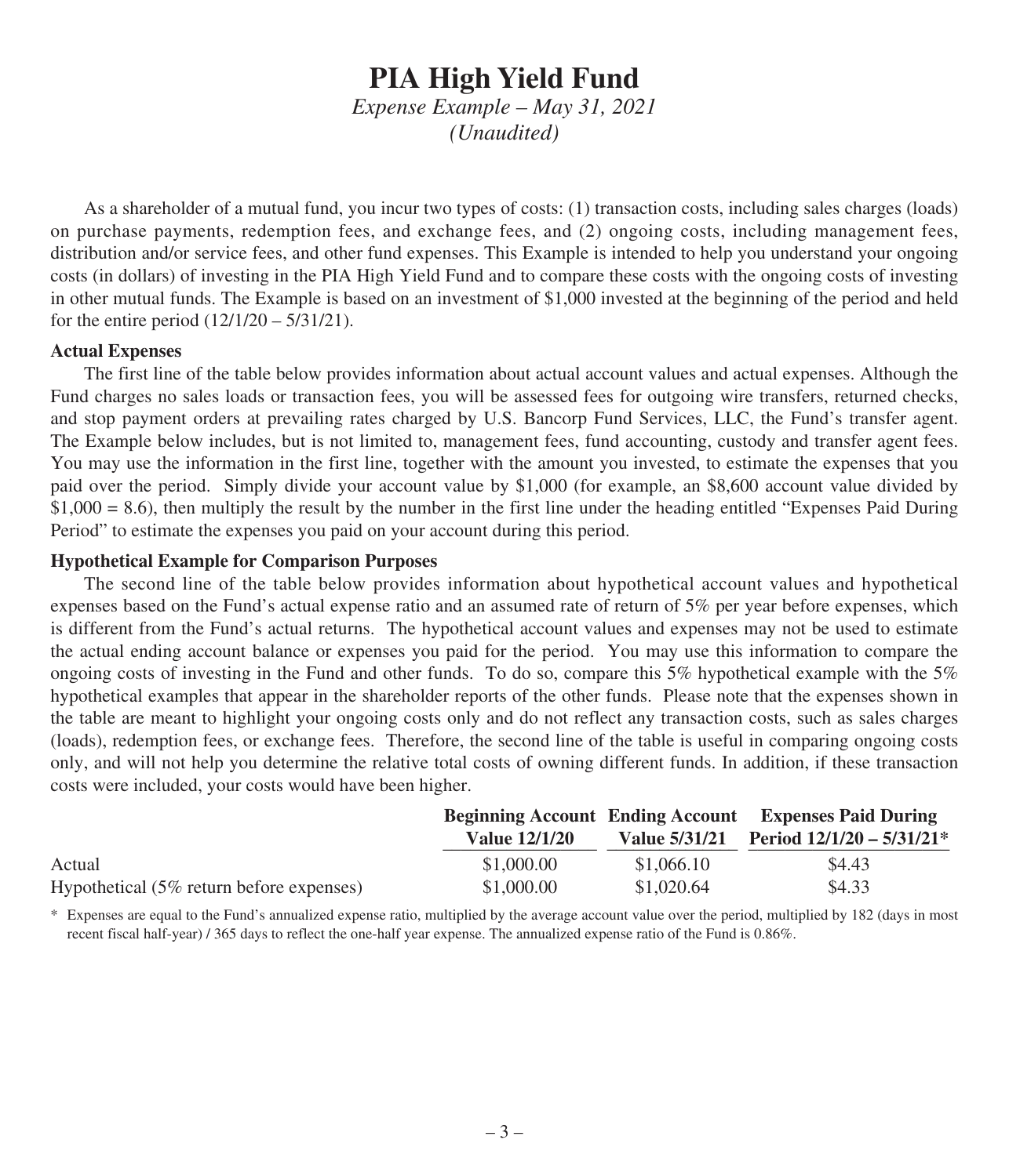# PIA High Yield Fund

*Expense Example – May 31, 2021*
*(Unaudited)*

As a shareholder of a mutual fund, you incur two types of costs: (1) transaction costs, including sales charges (loads) on purchase payments, redemption fees, and exchange fees, and (2) ongoing costs, including management fees, distribution and/or service fees, and other fund expenses. This Example is intended to help you understand your ongoing costs (in dollars) of investing in the PIA High Yield Fund and to compare these costs with the ongoing costs of investing in other mutual funds. The Example is based on an investment of $1,000 invested at the beginning of the period and held for the entire period (12/1/20 – 5/31/21).

**Actual Expenses**

The first line of the table below provides information about actual account values and actual expenses. Although the Fund charges no sales loads or transaction fees, you will be assessed fees for outgoing wire transfers, returned checks, and stop payment orders at prevailing rates charged by U.S. Bancorp Fund Services, LLC, the Fund's transfer agent. The Example below includes, but is not limited to, management fees, fund accounting, custody and transfer agent fees. You may use the information in the first line, together with the amount you invested, to estimate the expenses that you paid over the period. Simply divide your account value by $1,000 (for example, an $8,600 account value divided by $1,000 = 8.6), then multiply the result by the number in the first line under the heading entitled "Expenses Paid During Period" to estimate the expenses you paid on your account during this period.

**Hypothetical Example for Comparison Purposes**

The second line of the table below provides information about hypothetical account values and hypothetical expenses based on the Fund's actual expense ratio and an assumed rate of return of 5% per year before expenses, which is different from the Fund's actual returns. The hypothetical account values and expenses may not be used to estimate the actual ending account balance or expenses you paid for the period. You may use this information to compare the ongoing costs of investing in the Fund and other funds. To do so, compare this 5% hypothetical example with the 5% hypothetical examples that appear in the shareholder reports of the other funds. Please note that the expenses shown in the table are meant to highlight your ongoing costs only and do not reflect any transaction costs, such as sales charges (loads), redemption fees, or exchange fees. Therefore, the second line of the table is useful in comparing ongoing costs only, and will not help you determine the relative total costs of owning different funds. In addition, if these transaction costs were included, your costs would have been higher.

| | Beginning Account Value 12/1/20 | Ending Account Value 5/31/21 | Expenses Paid During Period 12/1/20 – 5/31/21* |
|---|---|---|---|
| Actual | $1,000.00 | $1,066.10 | $4.43 |
| Hypothetical (5% return before expenses) | $1,000.00 | $1,020.64 | $4.33 |

\* Expenses are equal to the Fund's annualized expense ratio, multiplied by the average account value over the period, multiplied by 182 (days in most recent fiscal half-year) / 365 days to reflect the one-half year expense. The annualized expense ratio of the Fund is 0.86%.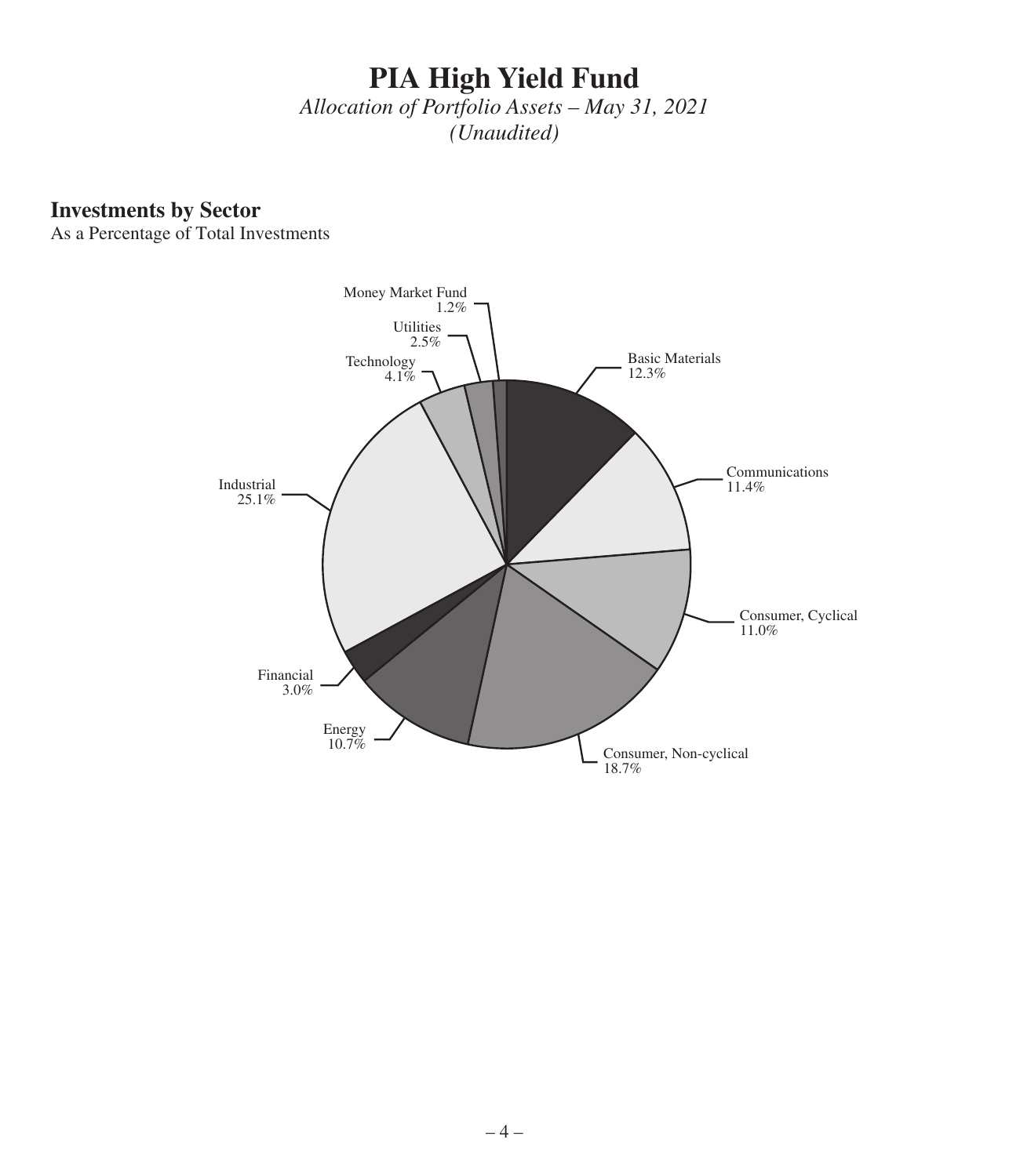# PIA High Yield Fund

*Allocation of Portfolio Assets – May 31, 2021*
*(Unaudited)*

## Investments by Sector

As a Percentage of Total Investments

| Sector | Percentage |
|---|---|
| Basic Materials | 12.3% |
| Communications | 11.4% |
| Consumer, Cyclical | 11.0% |
| Consumer, Non-cyclical | 18.7% |
| Energy | 10.7% |
| Financial | 3.0% |
| Industrial | 25.1% |
| Technology | 4.1% |
| Utilities | 2.5% |
| Money Market Fund | 1.2% |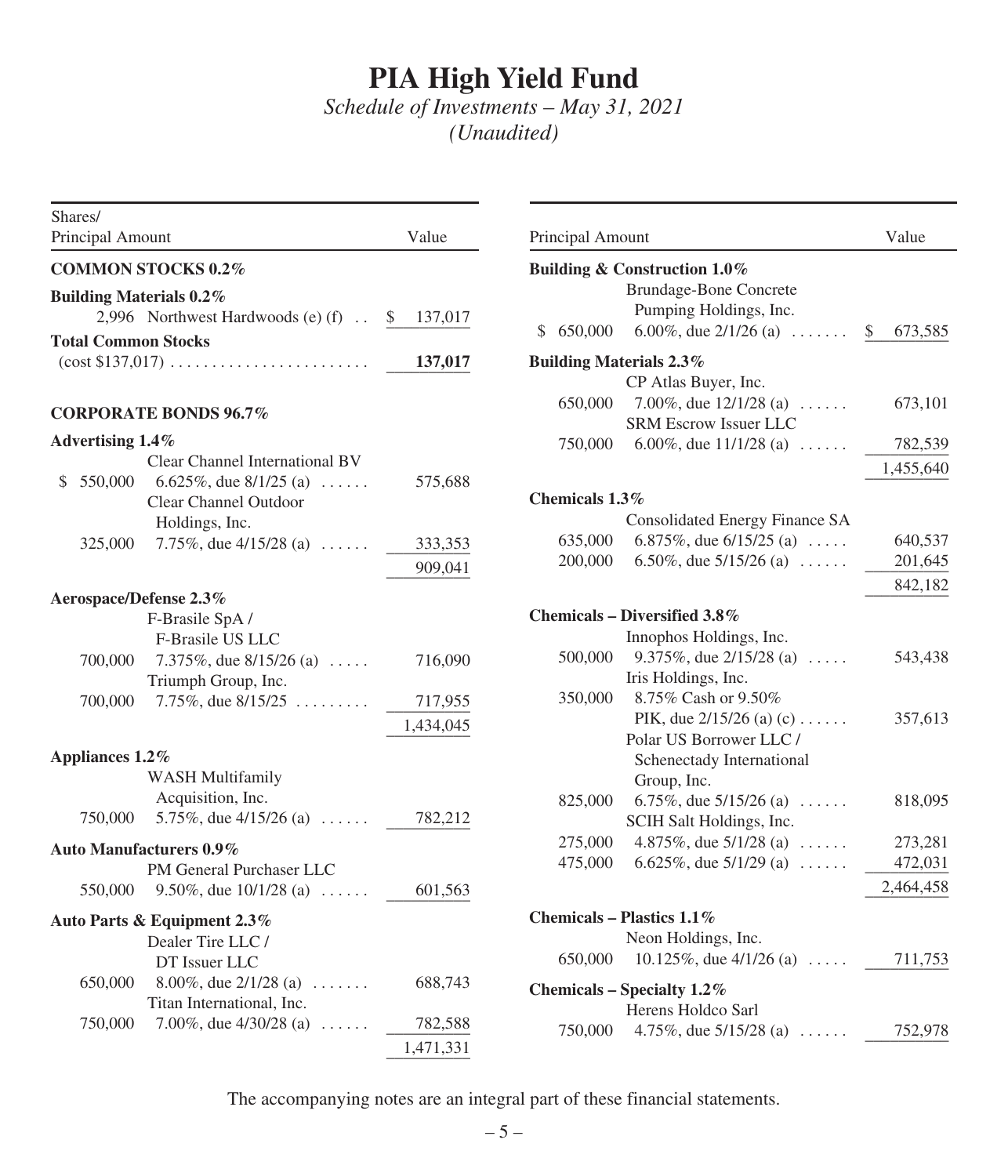# PIA High Yield Fund

*Schedule of Investments – May 31, 2021*
*(Unaudited)*

| Shares/ Principal Amount | | Value |
|---|---|---|
| **COMMON STOCKS 0.2%** | | |
| **Building Materials 0.2%** | | |
| 2,996 | Northwest Hardwoods (e) (f) | $ 137,017 |
| **Total Common Stocks** (cost $137,017) | | **137,017** |
| **CORPORATE BONDS 96.7%** | | |
| **Advertising 1.4%** | | |
| | Clear Channel International BV | |
| $ 550,000 | 6.625%, due 8/1/25 (a) | 575,688 |
| | Clear Channel Outdoor Holdings, Inc. | |
| 325,000 | 7.75%, due 4/15/28 (a) | 333,353 |
| | | 909,041 |
| **Aerospace/Defense 2.3%** | | |
| | F-Brasile SpA / F-Brasile US LLC | |
| 700,000 | 7.375%, due 8/15/26 (a) | 716,090 |
| | Triumph Group, Inc. | |
| 700,000 | 7.75%, due 8/15/25 | 717,955 |
| | | 1,434,045 |
| **Appliances 1.2%** | | |
| | WASH Multifamily Acquisition, Inc. | |
| 750,000 | 5.75%, due 4/15/26 (a) | 782,212 |
| **Auto Manufacturers 0.9%** | | |
| | PM General Purchaser LLC | |
| 550,000 | 9.50%, due 10/1/28 (a) | 601,563 |
| **Auto Parts & Equipment 2.3%** | | |
| | Dealer Tire LLC / DT Issuer LLC | |
| 650,000 | 8.00%, due 2/1/28 (a) | 688,743 |
| | Titan International, Inc. | |
| 750,000 | 7.00%, due 4/30/28 (a) | 782,588 |
| | | 1,471,331 |

| Principal Amount | | Value |
|---|---|---|
| **Building & Construction 1.0%** | | |
| | Brundage-Bone Concrete Pumping Holdings, Inc. | |
| $ 650,000 | 6.00%, due 2/1/26 (a) | $ 673,585 |
| **Building Materials 2.3%** | | |
| | CP Atlas Buyer, Inc. | |
| 650,000 | 7.00%, due 12/1/28 (a) | 673,101 |
| | SRM Escrow Issuer LLC | |
| 750,000 | 6.00%, due 11/1/28 (a) | 782,539 |
| | | 1,455,640 |
| **Chemicals 1.3%** | | |
| | Consolidated Energy Finance SA | |
| 635,000 | 6.875%, due 6/15/25 (a) | 640,537 |
| 200,000 | 6.50%, due 5/15/26 (a) | 201,645 |
| | | 842,182 |
| **Chemicals – Diversified 3.8%** | | |
| | Innophos Holdings, Inc. | |
| 500,000 | 9.375%, due 2/15/28 (a) | 543,438 |
| | Iris Holdings, Inc. | |
| 350,000 | 8.75% Cash or 9.50% PIK, due 2/15/26 (a) (c) | 357,613 |
| | Polar US Borrower LLC / Schenectady International Group, Inc. | |
| 825,000 | 6.75%, due 5/15/26 (a) | 818,095 |
| | SCIH Salt Holdings, Inc. | |
| 275,000 | 4.875%, due 5/1/28 (a) | 273,281 |
| 475,000 | 6.625%, due 5/1/29 (a) | 472,031 |
| | | 2,464,458 |
| **Chemicals – Plastics 1.1%** | | |
| | Neon Holdings, Inc. | |
| 650,000 | 10.125%, due 4/1/26 (a) | 711,753 |
| **Chemicals – Specialty 1.2%** | | |
| | Herens Holdco Sarl | |
| 750,000 | 4.75%, due 5/15/28 (a) | 752,978 |

The accompanying notes are an integral part of these financial statements.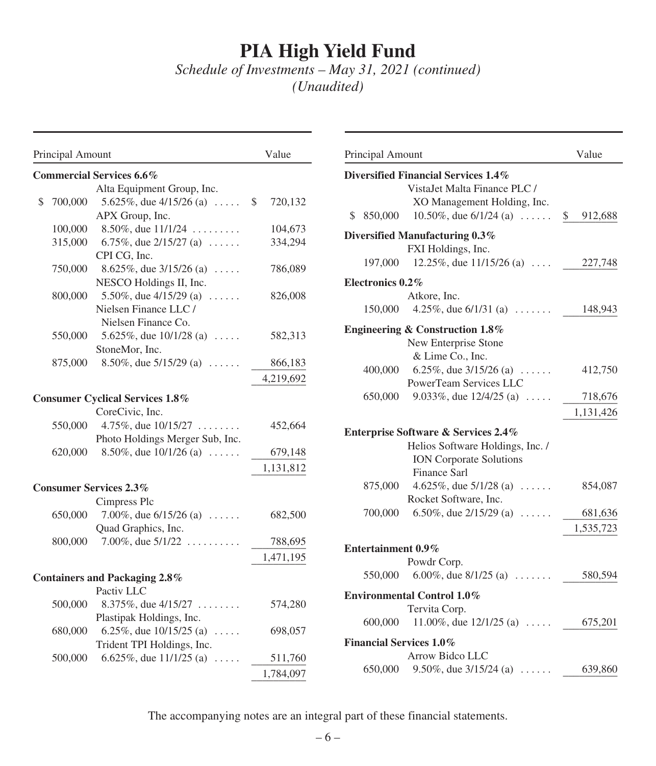# PIA High Yield Fund

*Schedule of Investments – May 31, 2021 (continued)*
*(Unaudited)*

| Principal Amount | | Value |
|---|---|---|
| **Commercial Services 6.6%** | | |
| | Alta Equipment Group, Inc. | |
| $ 700,000 | 5.625%, due 4/15/26 (a) | $ 720,132 |
| | APX Group, Inc. | |
| 100,000 | 8.50%, due 11/1/24 | 104,673 |
| 315,000 | 6.75%, due 2/15/27 (a) | 334,294 |
| | CPI CG, Inc. | |
| 750,000 | 8.625%, due 3/15/26 (a) | 786,089 |
| | NESCO Holdings II, Inc. | |
| 800,000 | 5.50%, due 4/15/29 (a) | 826,008 |
| | Nielsen Finance LLC / Nielsen Finance Co. | |
| 550,000 | 5.625%, due 10/1/28 (a) | 582,313 |
| | StoneMor, Inc. | |
| 875,000 | 8.50%, due 5/15/29 (a) | 866,183 |
| | | 4,219,692 |
| **Consumer Cyclical Services 1.8%** | | |
| | CoreCivic, Inc. | |
| 550,000 | 4.75%, due 10/15/27 | 452,664 |
| | Photo Holdings Merger Sub, Inc. | |
| 620,000 | 8.50%, due 10/1/26 (a) | 679,148 |
| | | 1,131,812 |
| **Consumer Services 2.3%** | | |
| | Cimpress Plc | |
| 650,000 | 7.00%, due 6/15/26 (a) | 682,500 |
| | Quad Graphics, Inc. | |
| 800,000 | 7.00%, due 5/1/22 | 788,695 |
| | | 1,471,195 |
| **Containers and Packaging 2.8%** | | |
| | Pactiv LLC | |
| 500,000 | 8.375%, due 4/15/27 | 574,280 |
| | Plastipak Holdings, Inc. | |
| 680,000 | 6.25%, due 10/15/25 (a) | 698,057 |
| | Trident TPI Holdings, Inc. | |
| 500,000 | 6.625%, due 11/1/25 (a) | 511,760 |
| | | 1,784,097 |

| Principal Amount | | Value |
|---|---|---|
| **Diversified Financial Services 1.4%** | | |
| | VistaJet Malta Finance PLC / XO Management Holding, Inc. | |
| $ 850,000 | 10.50%, due 6/1/24 (a) | $ 912,688 |
| **Diversified Manufacturing 0.3%** | | |
| | FXI Holdings, Inc. | |
| 197,000 | 12.25%, due 11/15/26 (a) | 227,748 |
| **Electronics 0.2%** | | |
| | Atkore, Inc. | |
| 150,000 | 4.25%, due 6/1/31 (a) | 148,943 |
| **Engineering & Construction 1.8%** | | |
| | New Enterprise Stone & Lime Co., Inc. | |
| 400,000 | 6.25%, due 3/15/26 (a) | 412,750 |
| | PowerTeam Services LLC | |
| 650,000 | 9.033%, due 12/4/25 (a) | 718,676 |
| | | 1,131,426 |
| **Enterprise Software & Services 2.4%** | | |
| | Helios Software Holdings, Inc. / ION Corporate Solutions Finance Sarl | |
| 875,000 | 4.625%, due 5/1/28 (a) | 854,087 |
| | Rocket Software, Inc. | |
| 700,000 | 6.50%, due 2/15/29 (a) | 681,636 |
| | | 1,535,723 |
| **Entertainment 0.9%** | | |
| | Powdr Corp. | |
| 550,000 | 6.00%, due 8/1/25 (a) | 580,594 |
| **Environmental Control 1.0%** | | |
| | Tervita Corp. | |
| 600,000 | 11.00%, due 12/1/25 (a) | 675,201 |
| **Financial Services 1.0%** | | |
| | Arrow Bidco LLC | |
| 650,000 | 9.50%, due 3/15/24 (a) | 639,860 |

The accompanying notes are an integral part of these financial statements.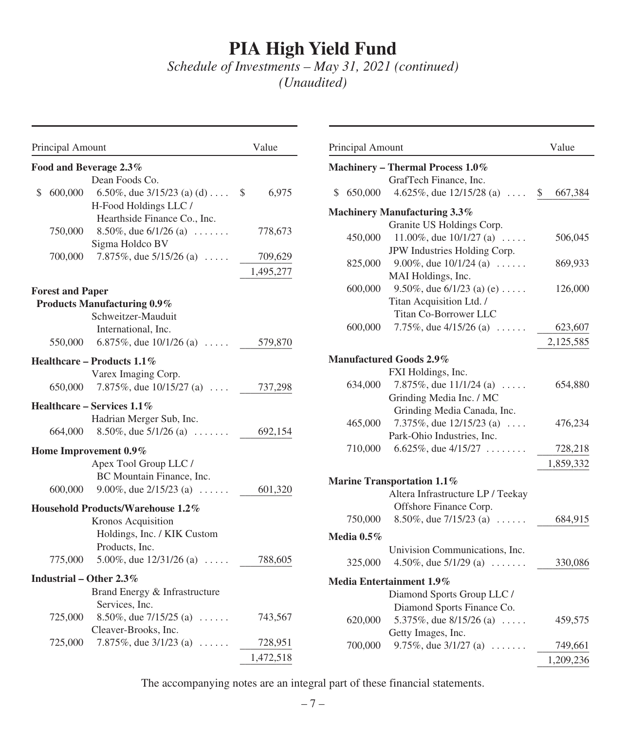# PIA High Yield Fund

*Schedule of Investments – May 31, 2021 (continued)*
*(Unaudited)*

| Principal Amount | | Value |
|---|---|---|
| **Food and Beverage 2.3%** | | |
| | Dean Foods Co. | |
| $ 600,000 | 6.50%, due 3/15/23 (a) (d) | $ 6,975 |
| | H-Food Holdings LLC / Hearthside Finance Co., Inc. | |
| 750,000 | 8.50%, due 6/1/26 (a) | 778,673 |
| | Sigma Holdco BV | |
| 700,000 | 7.875%, due 5/15/26 (a) | 709,629 |
| | | 1,495,277 |
| **Forest and Paper Products Manufacturing 0.9%** | | |
| | Schweitzer-Mauduit International, Inc. | |
| 550,000 | 6.875%, due 10/1/26 (a) | 579,870 |
| **Healthcare – Products 1.1%** | | |
| | Varex Imaging Corp. | |
| 650,000 | 7.875%, due 10/15/27 (a) | 737,298 |
| **Healthcare – Services 1.1%** | | |
| | Hadrian Merger Sub, Inc. | |
| 664,000 | 8.50%, due 5/1/26 (a) | 692,154 |
| **Home Improvement 0.9%** | | |
| | Apex Tool Group LLC / BC Mountain Finance, Inc. | |
| 600,000 | 9.00%, due 2/15/23 (a) | 601,320 |
| **Household Products/Warehouse 1.2%** | | |
| | Kronos Acquisition Holdings, Inc. / KIK Custom Products, Inc. | |
| 775,000 | 5.00%, due 12/31/26 (a) | 788,605 |
| **Industrial – Other 2.3%** | | |
| | Brand Energy & Infrastructure Services, Inc. | |
| 725,000 | 8.50%, due 7/15/25 (a) | 743,567 |
| | Cleaver-Brooks, Inc. | |
| 725,000 | 7.875%, due 3/1/23 (a) | 728,951 |
| | | 1,472,518 |
| **Machinery – Thermal Process 1.0%** | | |
| | GrafTech Finance, Inc. | |
| $ 650,000 | 4.625%, due 12/15/28 (a) | $ 667,384 |
| **Machinery Manufacturing 3.3%** | | |
| | Granite US Holdings Corp. | |
| 450,000 | 11.00%, due 10/1/27 (a) | 506,045 |
| | JPW Industries Holding Corp. | |
| 825,000 | 9.00%, due 10/1/24 (a) | 869,933 |
| | MAI Holdings, Inc. | |
| 600,000 | 9.50%, due 6/1/23 (a) (e) | 126,000 |
| | Titan Acquisition Ltd. / Titan Co-Borrower LLC | |
| 600,000 | 7.75%, due 4/15/26 (a) | 623,607 |
| | | 2,125,585 |
| **Manufactured Goods 2.9%** | | |
| | FXI Holdings, Inc. | |
| 634,000 | 7.875%, due 11/1/24 (a) | 654,880 |
| | Grinding Media Inc. / MC Grinding Media Canada, Inc. | |
| 465,000 | 7.375%, due 12/15/23 (a) | 476,234 |
| | Park-Ohio Industries, Inc. | |
| 710,000 | 6.625%, due 4/15/27 | 728,218 |
| | | 1,859,332 |
| **Marine Transportation 1.1%** | | |
| | Altera Infrastructure LP / Teekay Offshore Finance Corp. | |
| 750,000 | 8.50%, due 7/15/23 (a) | 684,915 |
| **Media 0.5%** | | |
| | Univision Communications, Inc. | |
| 325,000 | 4.50%, due 5/1/29 (a) | 330,086 |
| **Media Entertainment 1.9%** | | |
| | Diamond Sports Group LLC / Diamond Sports Finance Co. | |
| 620,000 | 5.375%, due 8/15/26 (a) | 459,575 |
| | Getty Images, Inc. | |
| 700,000 | 9.75%, due 3/1/27 (a) | 749,661 |
| | | 1,209,236 |

The accompanying notes are an integral part of these financial statements.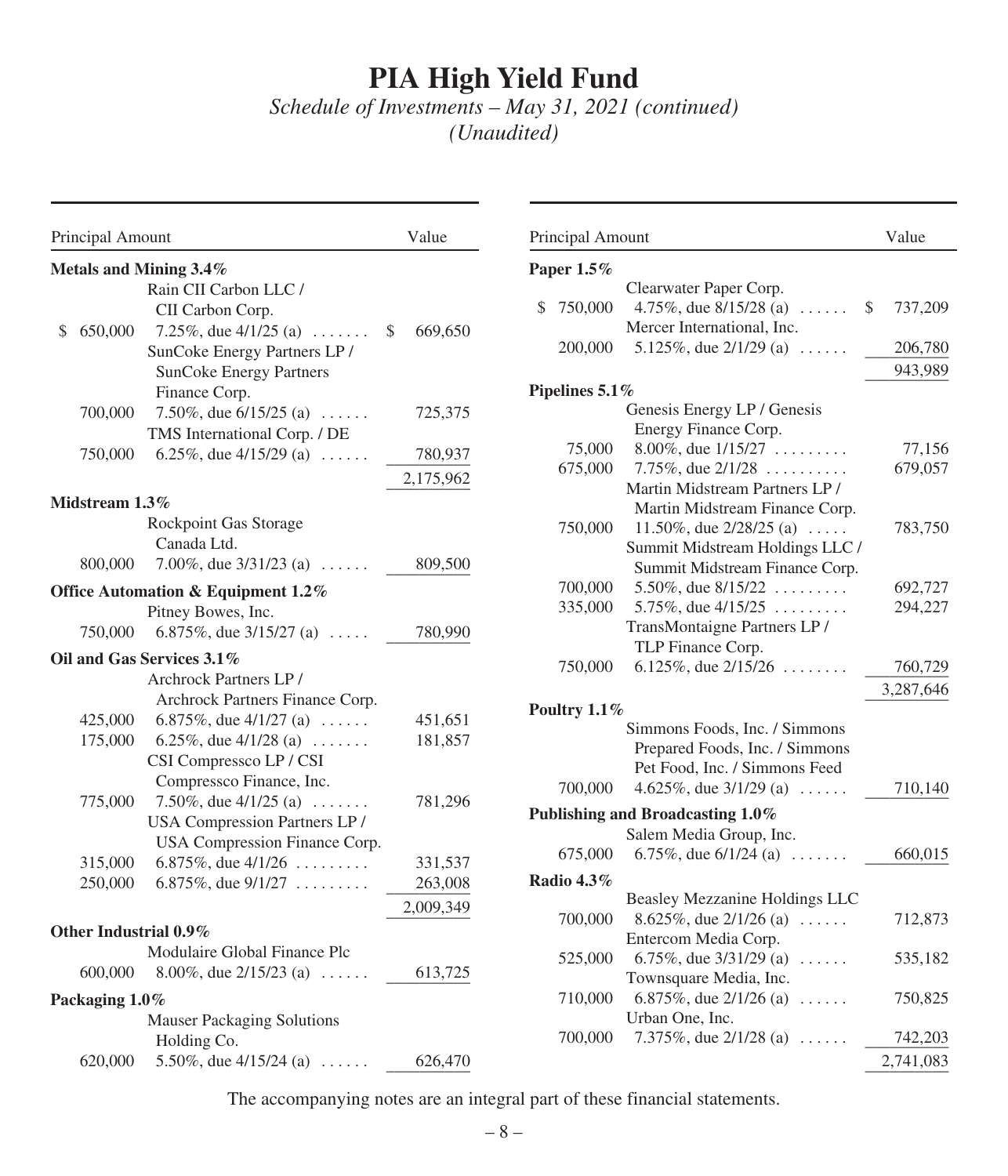# PIA High Yield Fund

*Schedule of Investments – May 31, 2021 (continued)*
*(Unaudited)*

| Principal Amount | | Value |
|---|---|---|
| **Metals and Mining 3.4%** | | |
| | Rain CII Carbon LLC / CII Carbon Corp. | |
| $ 650,000 | 7.25%, due 4/1/25 (a) | $ 669,650 |
| | SunCoke Energy Partners LP / SunCoke Energy Partners Finance Corp. | |
| 700,000 | 7.50%, due 6/15/25 (a) | 725,375 |
| | TMS International Corp. / DE | |
| 750,000 | 6.25%, due 4/15/29 (a) | 780,937 |
| | | 2,175,962 |
| **Midstream 1.3%** | | |
| | Rockpoint Gas Storage Canada Ltd. | |
| 800,000 | 7.00%, due 3/31/23 (a) | 809,500 |
| **Office Automation & Equipment 1.2%** | | |
| | Pitney Bowes, Inc. | |
| 750,000 | 6.875%, due 3/15/27 (a) | 780,990 |
| **Oil and Gas Services 3.1%** | | |
| | Archrock Partners LP / Archrock Partners Finance Corp. | |
| 425,000 | 6.875%, due 4/1/27 (a) | 451,651 |
| 175,000 | 6.25%, due 4/1/28 (a) | 181,857 |
| | CSI Compressco LP / CSI Compressco Finance, Inc. | |
| 775,000 | 7.50%, due 4/1/25 (a) | 781,296 |
| | USA Compression Partners LP / USA Compression Finance Corp. | |
| 315,000 | 6.875%, due 4/1/26 | 331,537 |
| 250,000 | 6.875%, due 9/1/27 | 263,008 |
| | | 2,009,349 |
| **Other Industrial 0.9%** | | |
| | Modulaire Global Finance Plc | |
| 600,000 | 8.00%, due 2/15/23 (a) | 613,725 |
| **Packaging 1.0%** | | |
| | Mauser Packaging Solutions Holding Co. | |
| 620,000 | 5.50%, due 4/15/24 (a) | 626,470 |
| **Paper 1.5%** | | |
| | Clearwater Paper Corp. | |
| $ 750,000 | 4.75%, due 8/15/28 (a) | $ 737,209 |
| | Mercer International, Inc. | |
| 200,000 | 5.125%, due 2/1/29 (a) | 206,780 |
| | | 943,989 |
| **Pipelines 5.1%** | | |
| | Genesis Energy LP / Genesis Energy Finance Corp. | |
| 75,000 | 8.00%, due 1/15/27 | 77,156 |
| 675,000 | 7.75%, due 2/1/28 | 679,057 |
| | Martin Midstream Partners LP / Martin Midstream Finance Corp. | |
| 750,000 | 11.50%, due 2/28/25 (a) | 783,750 |
| | Summit Midstream Holdings LLC / Summit Midstream Finance Corp. | |
| 700,000 | 5.50%, due 8/15/22 | 692,727 |
| 335,000 | 5.75%, due 4/15/25 | 294,227 |
| | TransMontaigne Partners LP / TLP Finance Corp. | |
| 750,000 | 6.125%, due 2/15/26 | 760,729 |
| | | 3,287,646 |
| **Poultry 1.1%** | | |
| | Simmons Foods, Inc. / Simmons Prepared Foods, Inc. / Simmons Pet Food, Inc. / Simmons Feed | |
| 700,000 | 4.625%, due 3/1/29 (a) | 710,140 |
| **Publishing and Broadcasting 1.0%** | | |
| | Salem Media Group, Inc. | |
| 675,000 | 6.75%, due 6/1/24 (a) | 660,015 |
| **Radio 4.3%** | | |
| | Beasley Mezzanine Holdings LLC | |
| 700,000 | 8.625%, due 2/1/26 (a) | 712,873 |
| | Entercom Media Corp. | |
| 525,000 | 6.75%, due 3/31/29 (a) | 535,182 |
| | Townsquare Media, Inc. | |
| 710,000 | 6.875%, due 2/1/26 (a) | 750,825 |
| | Urban One, Inc. | |
| 700,000 | 7.375%, due 2/1/28 (a) | 742,203 |
| | | 2,741,083 |

The accompanying notes are an integral part of these financial statements.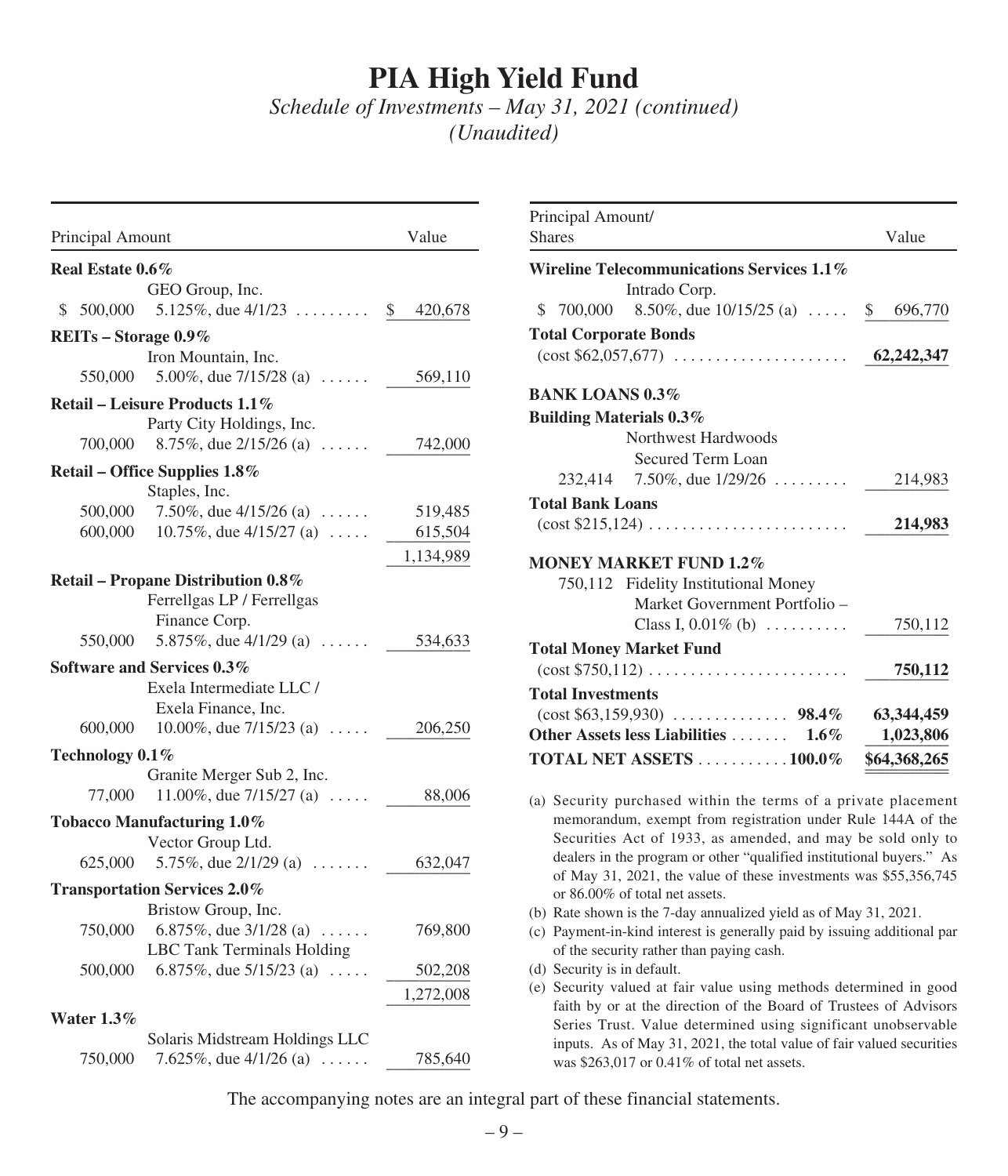# PIA High Yield Fund

*Schedule of Investments – May 31, 2021 (continued)*
*(Unaudited)*

| Principal Amount | | Value |
|---|---|---|
| **Real Estate 0.6%** | | |
| | GEO Group, Inc. | |
| $ 500,000 | 5.125%, due 4/1/23 | $ 420,678 |
| **REITs – Storage 0.9%** | | |
| | Iron Mountain, Inc. | |
| 550,000 | 5.00%, due 7/15/28 (a) | 569,110 |
| **Retail – Leisure Products 1.1%** | | |
| | Party City Holdings, Inc. | |
| 700,000 | 8.75%, due 2/15/26 (a) | 742,000 |
| **Retail – Office Supplies 1.8%** | | |
| | Staples, Inc. | |
| 500,000 | 7.50%, due 4/15/26 (a) | 519,485 |
| 600,000 | 10.75%, due 4/15/27 (a) | 615,504 |
| | | 1,134,989 |
| **Retail – Propane Distribution 0.8%** | | |
| | Ferrellgas LP / Ferrellgas Finance Corp. | |
| 550,000 | 5.875%, due 4/1/29 (a) | 534,633 |
| **Software and Services 0.3%** | | |
| | Exela Intermediate LLC / Exela Finance, Inc. | |
| 600,000 | 10.00%, due 7/15/23 (a) | 206,250 |
| **Technology 0.1%** | | |
| | Granite Merger Sub 2, Inc. | |
| 77,000 | 11.00%, due 7/15/27 (a) | 88,006 |
| **Tobacco Manufacturing 1.0%** | | |
| | Vector Group Ltd. | |
| 625,000 | 5.75%, due 2/1/29 (a) | 632,047 |
| **Transportation Services 2.0%** | | |
| | Bristow Group, Inc. | |
| 750,000 | 6.875%, due 3/1/28 (a) | 769,800 |
| | LBC Tank Terminals Holding | |
| 500,000 | 6.875%, due 5/15/23 (a) | 502,208 |
| | | 1,272,008 |
| **Water 1.3%** | | |
| | Solaris Midstream Holdings LLC | |
| 750,000 | 7.625%, due 4/1/26 (a) | 785,640 |

| Principal Amount/ Shares | | Value |
|---|---|---|
| **Wireline Telecommunications Services 1.1%** | | |
| | Intrado Corp. | |
| $ 700,000 | 8.50%, due 10/15/25 (a) | $ 696,770 |
| **Total Corporate Bonds** (cost $62,057,677) | | **62,242,347** |
| **BANK LOANS 0.3%** | | |
| **Building Materials 0.3%** | | |
| | Northwest Hardwoods Secured Term Loan | |
| 232,414 | 7.50%, due 1/29/26 | 214,983 |
| **Total Bank Loans** (cost $215,124) | | **214,983** |
| **MONEY MARKET FUND 1.2%** | | |
| 750,112 | Fidelity Institutional Money Market Government Portfolio – Class I, 0.01% (b) | 750,112 |
| **Total Money Market Fund** (cost $750,112) | | **750,112** |
| **Total Investments** (cost $63,159,930) | **98.4%** | **63,344,459** |
| **Other Assets less Liabilities** | **1.6%** | **1,023,806** |
| **TOTAL NET ASSETS** | **100.0%** | **$64,368,265** |

(a) Security purchased within the terms of a private placement memorandum, exempt from registration under Rule 144A of the Securities Act of 1933, as amended, and may be sold only to dealers in the program or other "qualified institutional buyers." As of May 31, 2021, the value of these investments was $55,356,745 or 86.00% of total net assets.

(b) Rate shown is the 7-day annualized yield as of May 31, 2021.

(c) Payment-in-kind interest is generally paid by issuing additional par of the security rather than paying cash.

(d) Security is in default.

(e) Security valued at fair value using methods determined in good faith by or at the direction of the Board of Trustees of Advisors Series Trust. Value determined using significant unobservable inputs. As of May 31, 2021, the total value of fair valued securities was $263,017 or 0.41% of total net assets.

The accompanying notes are an integral part of these financial statements.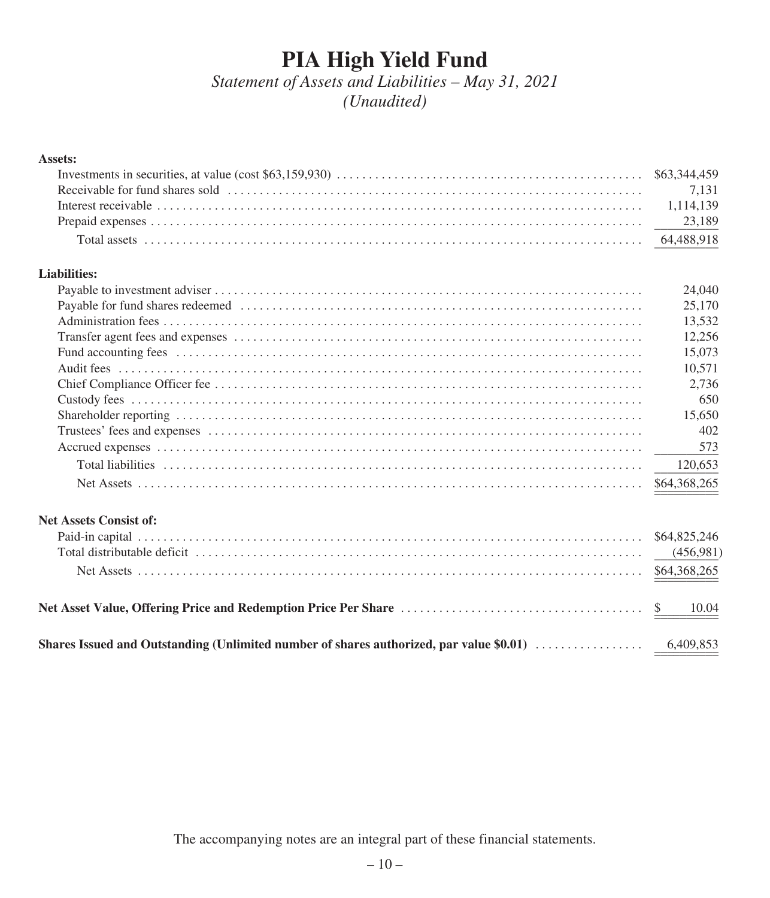# PIA High Yield Fund

*Statement of Assets and Liabilities – May 31, 2021*
*(Unaudited)*

| | |
|---|---|
| **Assets:** | |
| Investments in securities, at value (cost $63,159,930) | $63,344,459 |
| Receivable for fund shares sold | 7,131 |
| Interest receivable | 1,114,139 |
| Prepaid expenses | 23,189 |
| Total assets | 64,488,918 |
| **Liabilities:** | |
| Payable to investment adviser | 24,040 |
| Payable for fund shares redeemed | 25,170 |
| Administration fees | 13,532 |
| Transfer agent fees and expenses | 12,256 |
| Fund accounting fees | 15,073 |
| Audit fees | 10,571 |
| Chief Compliance Officer fee | 2,736 |
| Custody fees | 650 |
| Shareholder reporting | 15,650 |
| Trustees' fees and expenses | 402 |
| Accrued expenses | 573 |
| Total liabilities | 120,653 |
| Net Assets | $64,368,265 |
| **Net Assets Consist of:** | |
| Paid-in capital | $64,825,246 |
| Total distributable deficit | (456,981) |
| Net Assets | $64,368,265 |
| **Net Asset Value, Offering Price and Redemption Price Per Share** | $ 10.04 |
| **Shares Issued and Outstanding (Unlimited number of shares authorized, par value $0.01)** | 6,409,853 |

The accompanying notes are an integral part of these financial statements.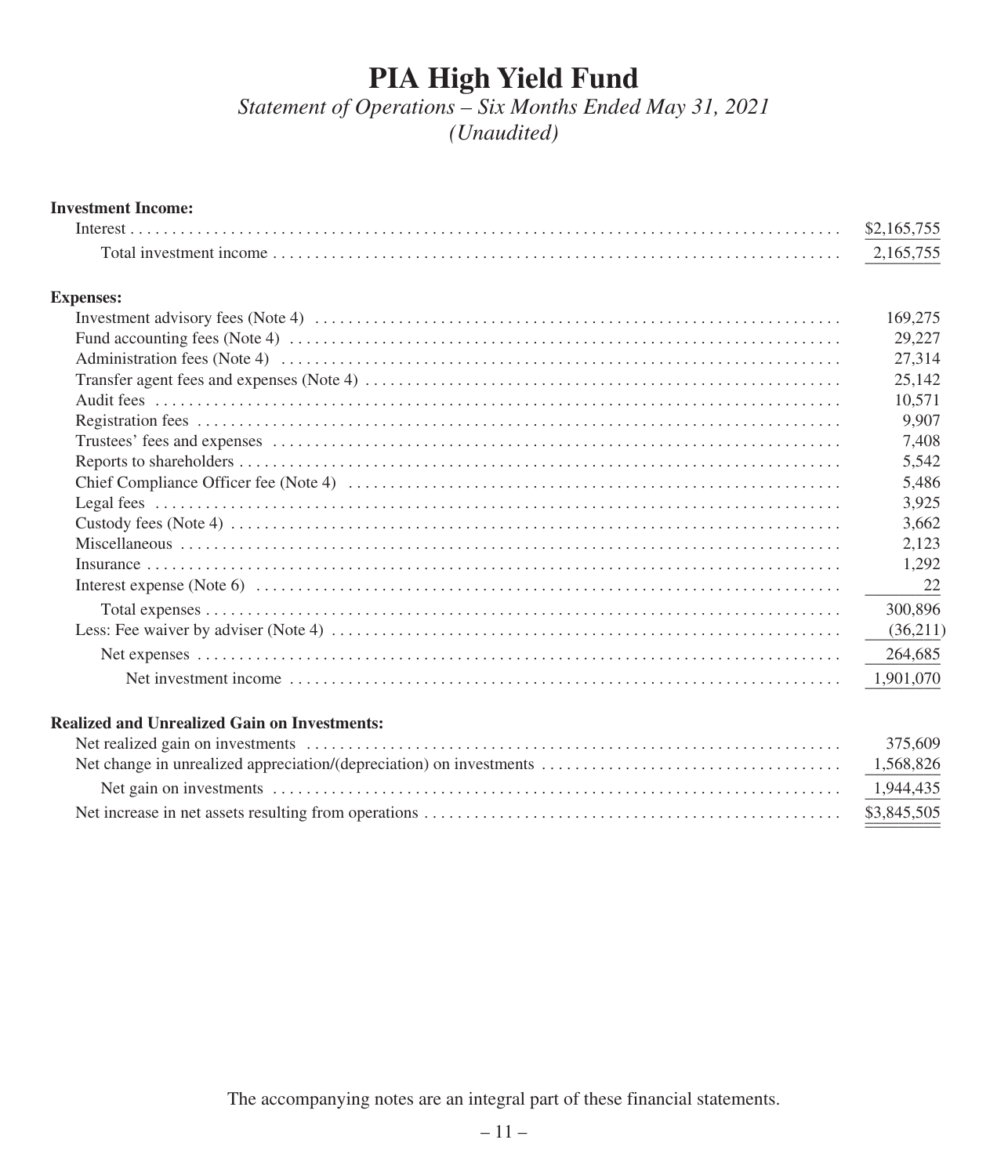# PIA High Yield Fund

*Statement of Operations – Six Months Ended May 31, 2021*
*(Unaudited)*

| | |
|---|---|
| **Investment Income:** | |
| Interest | $2,165,755 |
| Total investment income | 2,165,755 |
| **Expenses:** | |
| Investment advisory fees (Note 4) | 169,275 |
| Fund accounting fees (Note 4) | 29,227 |
| Administration fees (Note 4) | 27,314 |
| Transfer agent fees and expenses (Note 4) | 25,142 |
| Audit fees | 10,571 |
| Registration fees | 9,907 |
| Trustees' fees and expenses | 7,408 |
| Reports to shareholders | 5,542 |
| Chief Compliance Officer fee (Note 4) | 5,486 |
| Legal fees | 3,925 |
| Custody fees (Note 4) | 3,662 |
| Miscellaneous | 2,123 |
| Insurance | 1,292 |
| Interest expense (Note 6) | 22 |
| Total expenses | 300,896 |
| Less: Fee waiver by adviser (Note 4) | (36,211) |
| Net expenses | 264,685 |
| Net investment income | 1,901,070 |
| **Realized and Unrealized Gain on Investments:** | |
| Net realized gain on investments | 375,609 |
| Net change in unrealized appreciation/(depreciation) on investments | 1,568,826 |
| Net gain on investments | 1,944,435 |
| Net increase in net assets resulting from operations | $3,845,505 |

The accompanying notes are an integral part of these financial statements.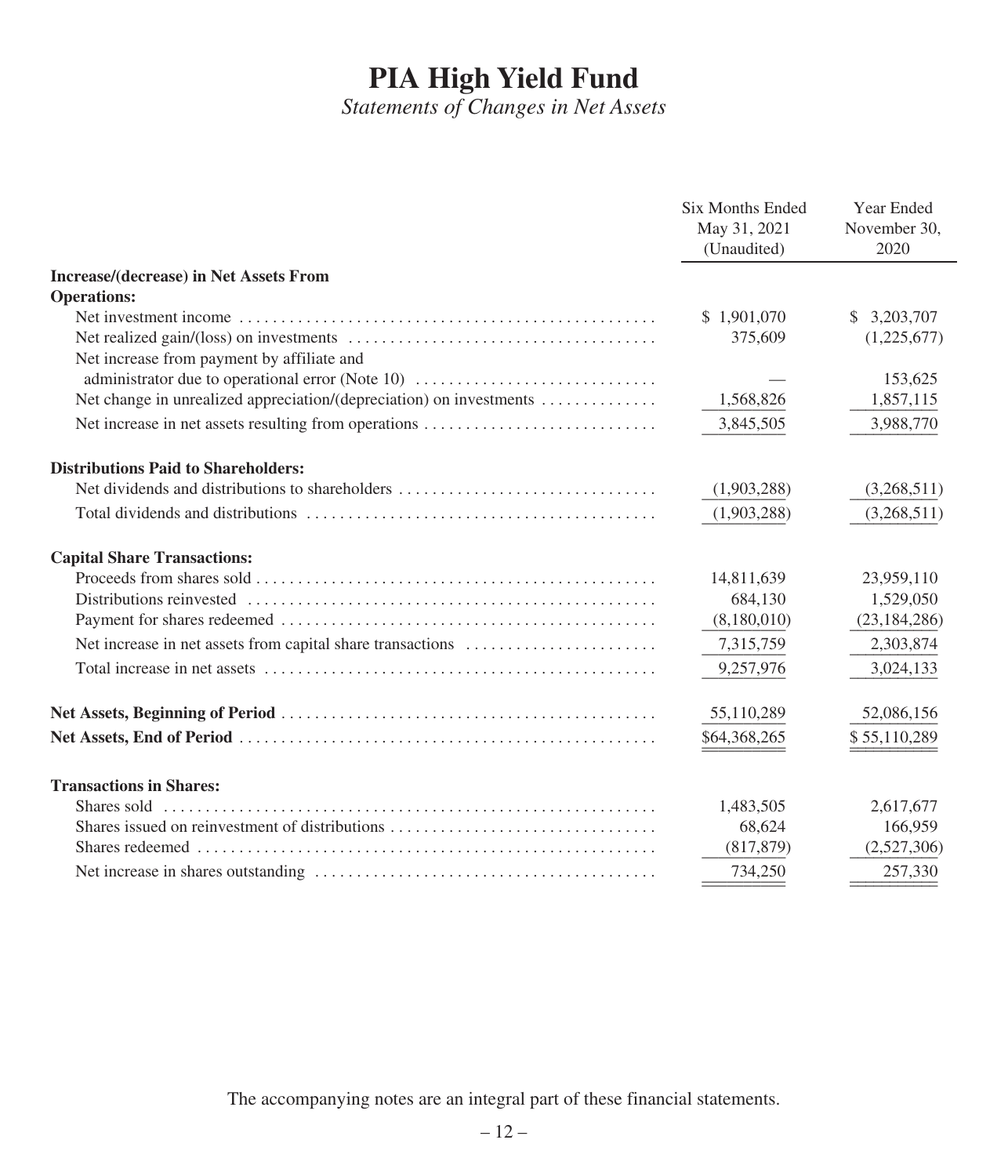# PIA High Yield Fund

*Statements of Changes in Net Assets*

| | Six Months Ended May 31, 2021 (Unaudited) | Year Ended November 30, 2020 |
|---|---|---|
| **Increase/(decrease) in Net Assets From Operations:** | | |
| Net investment income | $ 1,901,070 | $ 3,203,707 |
| Net realized gain/(loss) on investments | 375,609 | (1,225,677) |
| Net increase from payment by affiliate and administrator due to operational error (Note 10) | — | 153,625 |
| Net change in unrealized appreciation/(depreciation) on investments | 1,568,826 | 1,857,115 |
| Net increase in net assets resulting from operations | 3,845,505 | 3,988,770 |
| **Distributions Paid to Shareholders:** | | |
| Net dividends and distributions to shareholders | (1,903,288) | (3,268,511) |
| Total dividends and distributions | (1,903,288) | (3,268,511) |
| **Capital Share Transactions:** | | |
| Proceeds from shares sold | 14,811,639 | 23,959,110 |
| Distributions reinvested | 684,130 | 1,529,050 |
| Payment for shares redeemed | (8,180,010) | (23,184,286) |
| Net increase in net assets from capital share transactions | 7,315,759 | 2,303,874 |
| Total increase in net assets | 9,257,976 | 3,024,133 |
| **Net Assets, Beginning of Period** | 55,110,289 | 52,086,156 |
| **Net Assets, End of Period** | $64,368,265 | $ 55,110,289 |
| **Transactions in Shares:** | | |
| Shares sold | 1,483,505 | 2,617,677 |
| Shares issued on reinvestment of distributions | 68,624 | 166,959 |
| Shares redeemed | (817,879) | (2,527,306) |
| Net increase in shares outstanding | 734,250 | 257,330 |

The accompanying notes are an integral part of these financial statements.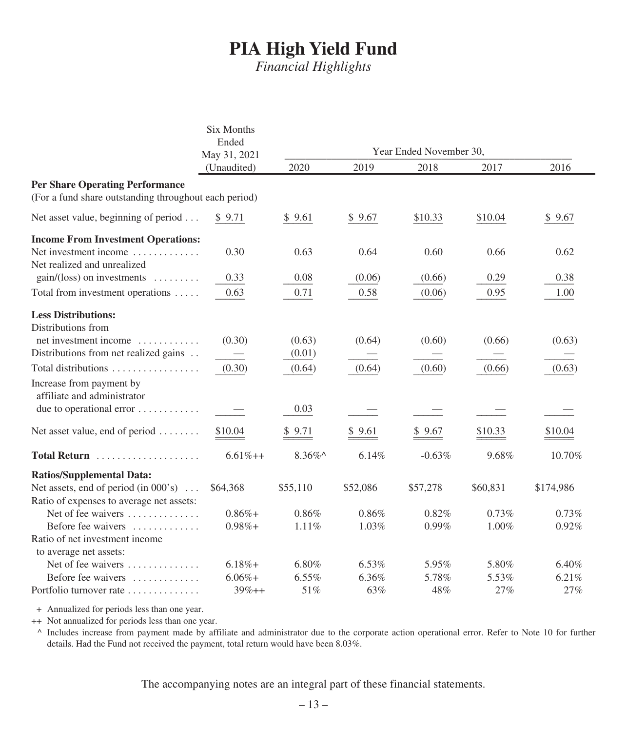# PIA High Yield Fund

*Financial Highlights*

| | Six Months Ended May 31, 2021 (Unaudited) | Year Ended November 30, | | | | |
|---|---|---|---|---|---|---|
| | | 2020 | 2019 | 2018 | 2017 | 2016 |
| **Per Share Operating Performance** | | | | | | |
| (For a fund share outstanding throughout each period) | | | | | | |
| Net asset value, beginning of period | $ 9.71 | $ 9.61 | $ 9.67 | $10.33 | $10.04 | $ 9.67 |
| **Income From Investment Operations:** | | | | | | |
| Net investment income | 0.30 | 0.63 | 0.64 | 0.60 | 0.66 | 0.62 |
| Net realized and unrealized gain/(loss) on investments | 0.33 | 0.08 | (0.06) | (0.66) | 0.29 | 0.38 |
| Total from investment operations | 0.63 | 0.71 | 0.58 | (0.06) | 0.95 | 1.00 |
| **Less Distributions:** | | | | | | |
| Distributions from net investment income | (0.30) | (0.63) | (0.64) | (0.60) | (0.66) | (0.63) |
| Distributions from net realized gains | — | (0.01) | — | — | — | — |
| Total distributions | (0.30) | (0.64) | (0.64) | (0.60) | (0.66) | (0.63) |
| Increase from payment by affiliate and administrator due to operational error | — | 0.03 | — | — | — | — |
| Net asset value, end of period | $10.04 | $ 9.71 | $ 9.61 | $ 9.67 | $10.33 | $10.04 |
| **Total Return** | 6.61%++ | 8.36%^ | 6.14% | -0.63% | 9.68% | 10.70% |
| **Ratios/Supplemental Data:** | | | | | | |
| Net assets, end of period (in 000's) | $64,368 | $55,110 | $52,086 | $57,278 | $60,831 | $174,986 |
| Ratio of expenses to average net assets: | | | | | | |
| Net of fee waivers | 0.86%+ | 0.86% | 0.86% | 0.82% | 0.73% | 0.73% |
| Before fee waivers | 0.98%+ | 1.11% | 1.03% | 0.99% | 1.00% | 0.92% |
| Ratio of net investment income to average net assets: | | | | | | |
| Net of fee waivers | 6.18%+ | 6.80% | 6.53% | 5.95% | 5.80% | 6.40% |
| Before fee waivers | 6.06%+ | 6.55% | 6.36% | 5.78% | 5.53% | 6.21% |
| Portfolio turnover rate | 39%++ | 51% | 63% | 48% | 27% | 27% |

+ Annualized for periods less than one year.

++ Not annualized for periods less than one year.

^ Includes increase from payment made by affiliate and administrator due to the corporate action operational error. Refer to Note 10 for further details. Had the Fund not received the payment, total return would have been 8.03%.

The accompanying notes are an integral part of these financial statements.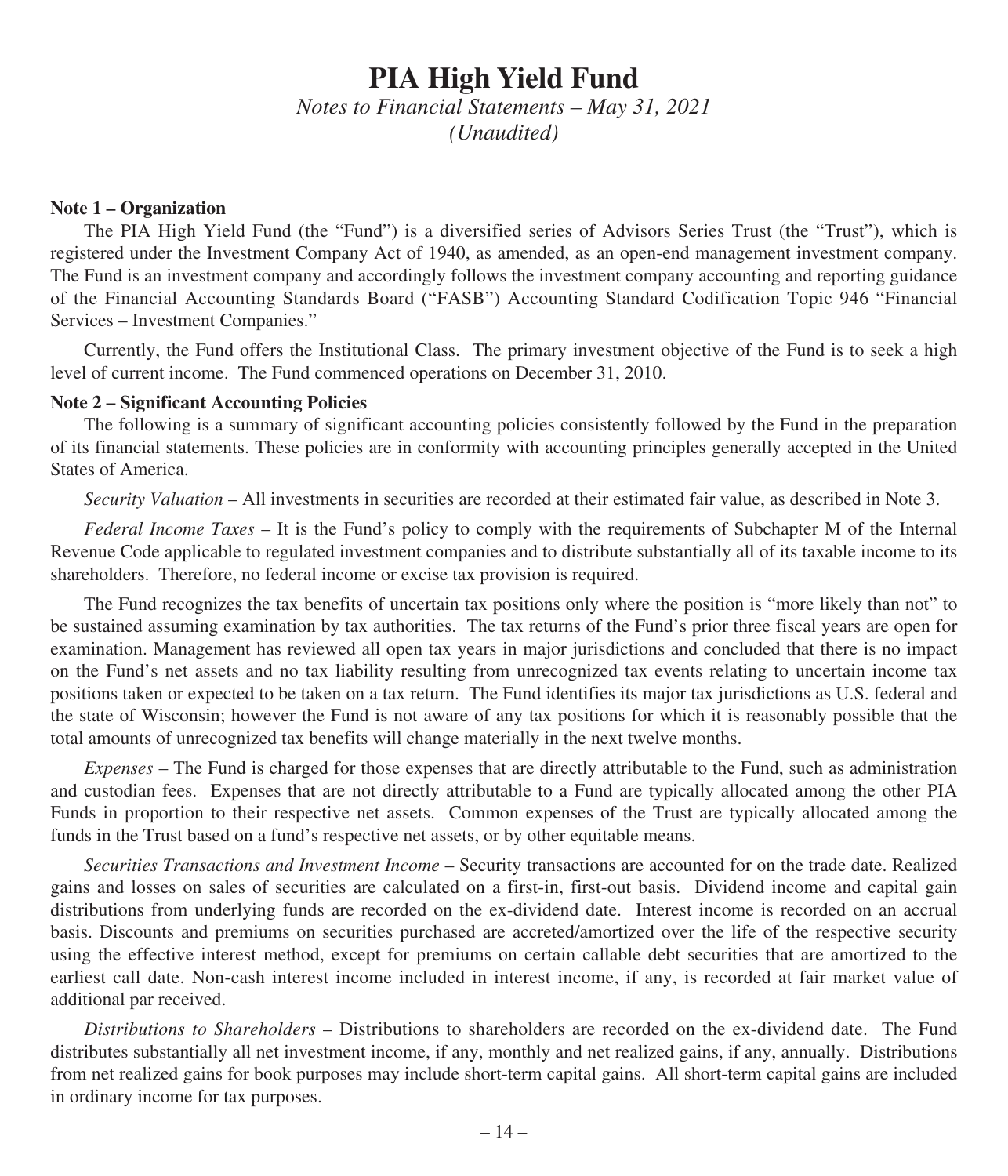# PIA High Yield Fund

*Notes to Financial Statements – May 31, 2021*
*(Unaudited)*

**Note 1 – Organization**

The PIA High Yield Fund (the "Fund") is a diversified series of Advisors Series Trust (the "Trust"), which is registered under the Investment Company Act of 1940, as amended, as an open-end management investment company. The Fund is an investment company and accordingly follows the investment company accounting and reporting guidance of the Financial Accounting Standards Board ("FASB") Accounting Standard Codification Topic 946 "Financial Services – Investment Companies."

Currently, the Fund offers the Institutional Class. The primary investment objective of the Fund is to seek a high level of current income. The Fund commenced operations on December 31, 2010.

**Note 2 – Significant Accounting Policies**

The following is a summary of significant accounting policies consistently followed by the Fund in the preparation of its financial statements. These policies are in conformity with accounting principles generally accepted in the United States of America.

*Security Valuation* – All investments in securities are recorded at their estimated fair value, as described in Note 3.

*Federal Income Taxes* – It is the Fund's policy to comply with the requirements of Subchapter M of the Internal Revenue Code applicable to regulated investment companies and to distribute substantially all of its taxable income to its shareholders. Therefore, no federal income or excise tax provision is required.

The Fund recognizes the tax benefits of uncertain tax positions only where the position is "more likely than not" to be sustained assuming examination by tax authorities. The tax returns of the Fund's prior three fiscal years are open for examination. Management has reviewed all open tax years in major jurisdictions and concluded that there is no impact on the Fund's net assets and no tax liability resulting from unrecognized tax events relating to uncertain income tax positions taken or expected to be taken on a tax return. The Fund identifies its major tax jurisdictions as U.S. federal and the state of Wisconsin; however the Fund is not aware of any tax positions for which it is reasonably possible that the total amounts of unrecognized tax benefits will change materially in the next twelve months.

*Expenses* – The Fund is charged for those expenses that are directly attributable to the Fund, such as administration and custodian fees. Expenses that are not directly attributable to a Fund are typically allocated among the other PIA Funds in proportion to their respective net assets. Common expenses of the Trust are typically allocated among the funds in the Trust based on a fund's respective net assets, or by other equitable means.

*Securities Transactions and Investment Income* – Security transactions are accounted for on the trade date. Realized gains and losses on sales of securities are calculated on a first-in, first-out basis. Dividend income and capital gain distributions from underlying funds are recorded on the ex-dividend date. Interest income is recorded on an accrual basis. Discounts and premiums on securities purchased are accreted/amortized over the life of the respective security using the effective interest method, except for premiums on certain callable debt securities that are amortized to the earliest call date. Non-cash interest income included in interest income, if any, is recorded at fair market value of additional par received.

*Distributions to Shareholders* – Distributions to shareholders are recorded on the ex-dividend date. The Fund distributes substantially all net investment income, if any, monthly and net realized gains, if any, annually. Distributions from net realized gains for book purposes may include short-term capital gains. All short-term capital gains are included in ordinary income for tax purposes.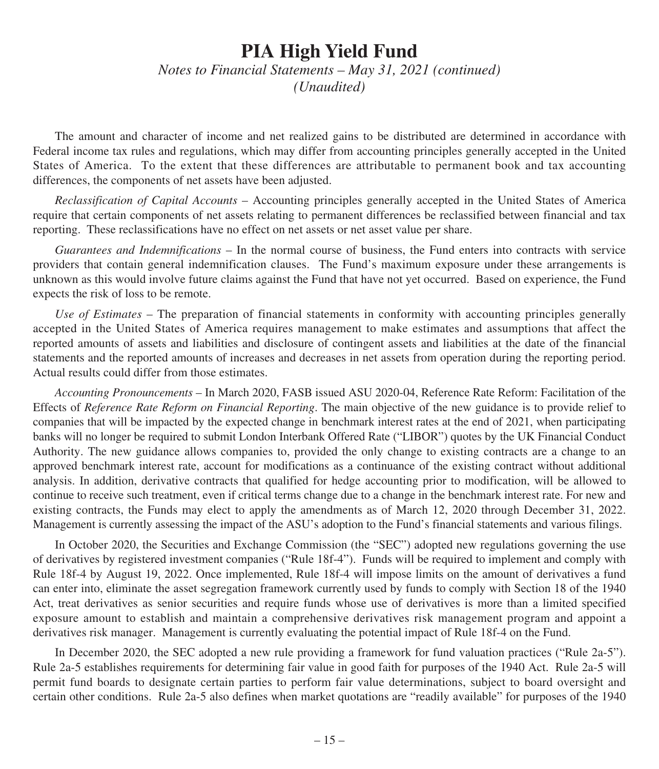# PIA High Yield Fund

*Notes to Financial Statements – May 31, 2021 (continued)*
*(Unaudited)*

The amount and character of income and net realized gains to be distributed are determined in accordance with Federal income tax rules and regulations, which may differ from accounting principles generally accepted in the United States of America. To the extent that these differences are attributable to permanent book and tax accounting differences, the components of net assets have been adjusted.

*Reclassification of Capital Accounts* – Accounting principles generally accepted in the United States of America require that certain components of net assets relating to permanent differences be reclassified between financial and tax reporting. These reclassifications have no effect on net assets or net asset value per share.

*Guarantees and Indemnifications* – In the normal course of business, the Fund enters into contracts with service providers that contain general indemnification clauses. The Fund's maximum exposure under these arrangements is unknown as this would involve future claims against the Fund that have not yet occurred. Based on experience, the Fund expects the risk of loss to be remote.

*Use of Estimates* – The preparation of financial statements in conformity with accounting principles generally accepted in the United States of America requires management to make estimates and assumptions that affect the reported amounts of assets and liabilities and disclosure of contingent assets and liabilities at the date of the financial statements and the reported amounts of increases and decreases in net assets from operation during the reporting period. Actual results could differ from those estimates.

*Accounting Pronouncements* – In March 2020, FASB issued ASU 2020-04, Reference Rate Reform: Facilitation of the Effects of *Reference Rate Reform on Financial Reporting*. The main objective of the new guidance is to provide relief to companies that will be impacted by the expected change in benchmark interest rates at the end of 2021, when participating banks will no longer be required to submit London Interbank Offered Rate ("LIBOR") quotes by the UK Financial Conduct Authority. The new guidance allows companies to, provided the only change to existing contracts are a change to an approved benchmark interest rate, account for modifications as a continuance of the existing contract without additional analysis. In addition, derivative contracts that qualified for hedge accounting prior to modification, will be allowed to continue to receive such treatment, even if critical terms change due to a change in the benchmark interest rate. For new and existing contracts, the Funds may elect to apply the amendments as of March 12, 2020 through December 31, 2022. Management is currently assessing the impact of the ASU's adoption to the Fund's financial statements and various filings.

In October 2020, the Securities and Exchange Commission (the "SEC") adopted new regulations governing the use of derivatives by registered investment companies ("Rule 18f-4"). Funds will be required to implement and comply with Rule 18f-4 by August 19, 2022. Once implemented, Rule 18f-4 will impose limits on the amount of derivatives a fund can enter into, eliminate the asset segregation framework currently used by funds to comply with Section 18 of the 1940 Act, treat derivatives as senior securities and require funds whose use of derivatives is more than a limited specified exposure amount to establish and maintain a comprehensive derivatives risk management program and appoint a derivatives risk manager. Management is currently evaluating the potential impact of Rule 18f-4 on the Fund.

In December 2020, the SEC adopted a new rule providing a framework for fund valuation practices ("Rule 2a-5"). Rule 2a-5 establishes requirements for determining fair value in good faith for purposes of the 1940 Act. Rule 2a-5 will permit fund boards to designate certain parties to perform fair value determinations, subject to board oversight and certain other conditions. Rule 2a-5 also defines when market quotations are "readily available" for purposes of the 1940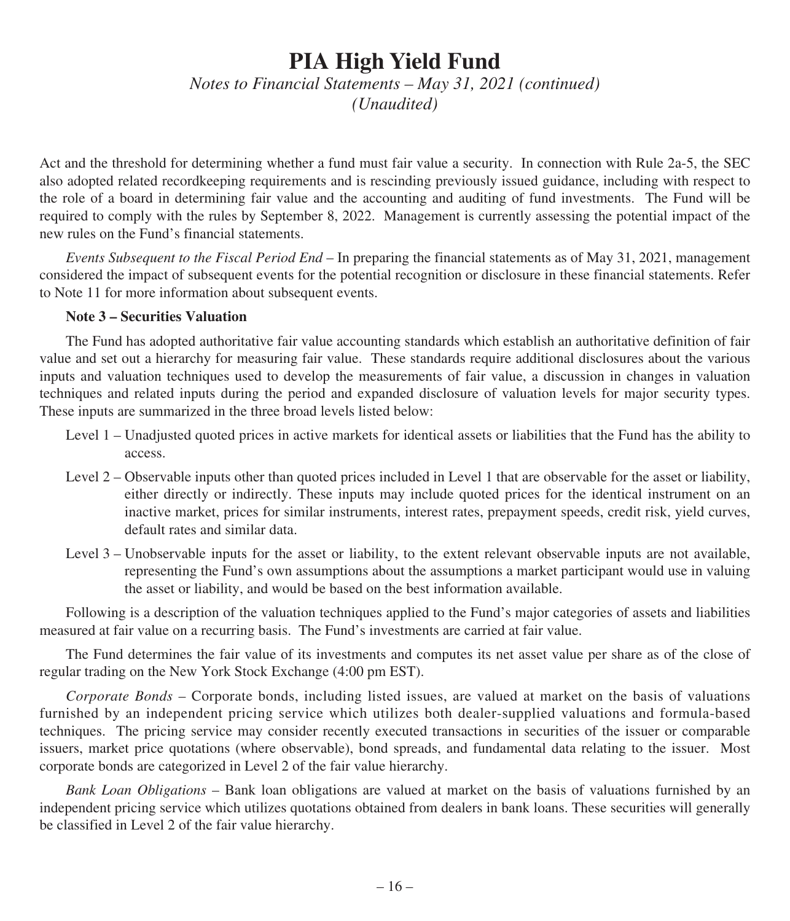Act and the threshold for determining whether a fund must fair value a security. In connection with Rule 2a-5, the SEC also adopted related recordkeeping requirements and is rescinding previously issued guidance, including with respect to the role of a board in determining fair value and the accounting and auditing of fund investments. The Fund will be required to comply with the rules by September 8, 2022. Management is currently assessing the potential impact of the new rules on the Fund's financial statements.

*Events Subsequent to the Fiscal Period End* – In preparing the financial statements as of May 31, 2021, management considered the impact of subsequent events for the potential recognition or disclosure in these financial statements. Refer to Note 11 for more information about subsequent events.

**Note 3 – Securities Valuation**

The Fund has adopted authoritative fair value accounting standards which establish an authoritative definition of fair value and set out a hierarchy for measuring fair value. These standards require additional disclosures about the various inputs and valuation techniques used to develop the measurements of fair value, a discussion in changes in valuation techniques and related inputs during the period and expanded disclosure of valuation levels for major security types. These inputs are summarized in the three broad levels listed below:

Level 1 – Unadjusted quoted prices in active markets for identical assets or liabilities that the Fund has the ability to access.

Level 2 – Observable inputs other than quoted prices included in Level 1 that are observable for the asset or liability, either directly or indirectly. These inputs may include quoted prices for the identical instrument on an inactive market, prices for similar instruments, interest rates, prepayment speeds, credit risk, yield curves, default rates and similar data.

Level 3 – Unobservable inputs for the asset or liability, to the extent relevant observable inputs are not available, representing the Fund's own assumptions about the assumptions a market participant would use in valuing the asset or liability, and would be based on the best information available.

Following is a description of the valuation techniques applied to the Fund's major categories of assets and liabilities measured at fair value on a recurring basis. The Fund's investments are carried at fair value.

The Fund determines the fair value of its investments and computes its net asset value per share as of the close of regular trading on the New York Stock Exchange (4:00 pm EST).

*Corporate Bonds* – Corporate bonds, including listed issues, are valued at market on the basis of valuations furnished by an independent pricing service which utilizes both dealer-supplied valuations and formula-based techniques. The pricing service may consider recently executed transactions in securities of the issuer or comparable issuers, market price quotations (where observable), bond spreads, and fundamental data relating to the issuer. Most corporate bonds are categorized in Level 2 of the fair value hierarchy.

*Bank Loan Obligations* – Bank loan obligations are valued at market on the basis of valuations furnished by an independent pricing service which utilizes quotations obtained from dealers in bank loans. These securities will generally be classified in Level 2 of the fair value hierarchy.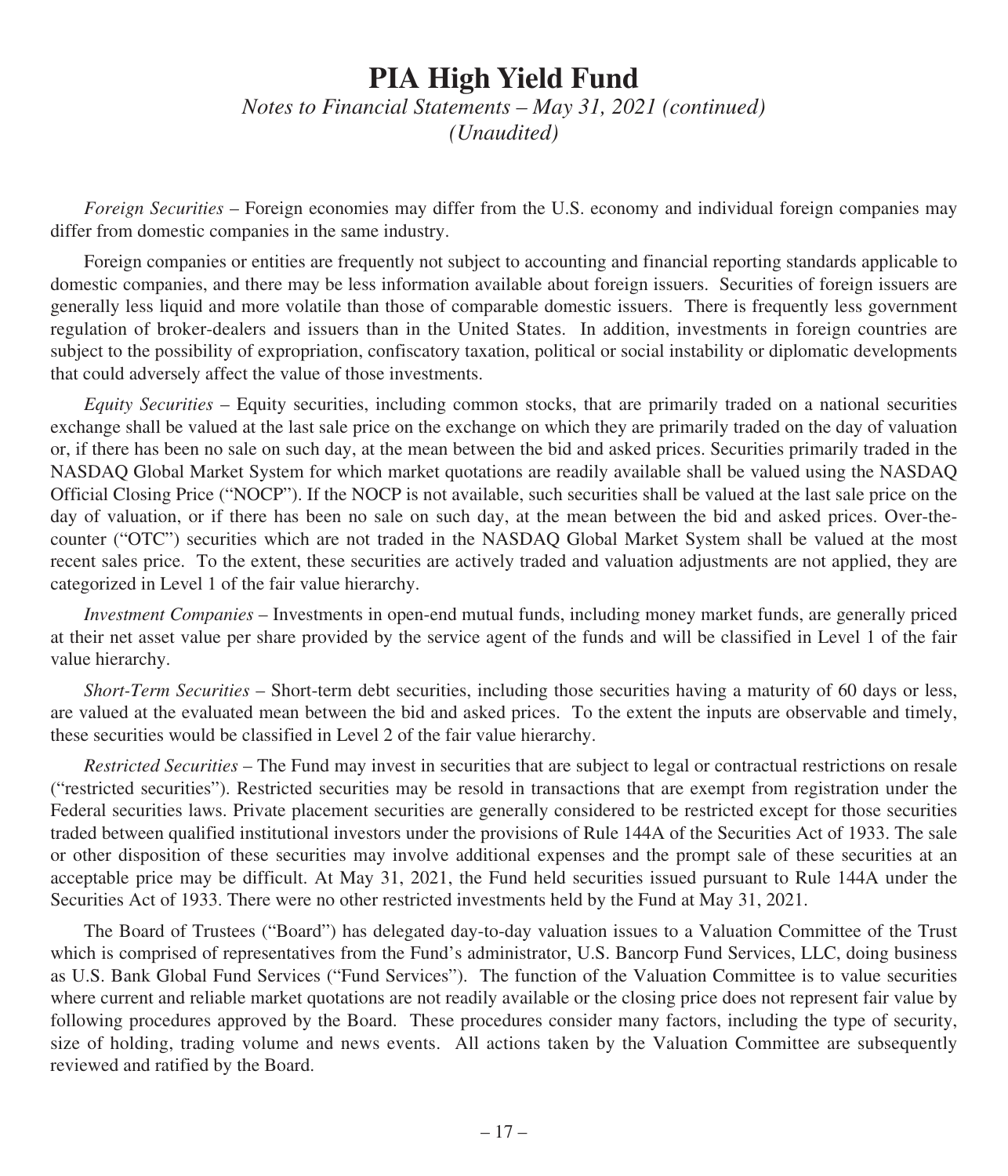# PIA High Yield Fund

*Notes to Financial Statements – May 31, 2021 (continued)*
*(Unaudited)*

*Foreign Securities* – Foreign economies may differ from the U.S. economy and individual foreign companies may differ from domestic companies in the same industry.

Foreign companies or entities are frequently not subject to accounting and financial reporting standards applicable to domestic companies, and there may be less information available about foreign issuers. Securities of foreign issuers are generally less liquid and more volatile than those of comparable domestic issuers. There is frequently less government regulation of broker-dealers and issuers than in the United States. In addition, investments in foreign countries are subject to the possibility of expropriation, confiscatory taxation, political or social instability or diplomatic developments that could adversely affect the value of those investments.

*Equity Securities* – Equity securities, including common stocks, that are primarily traded on a national securities exchange shall be valued at the last sale price on the exchange on which they are primarily traded on the day of valuation or, if there has been no sale on such day, at the mean between the bid and asked prices. Securities primarily traded in the NASDAQ Global Market System for which market quotations are readily available shall be valued using the NASDAQ Official Closing Price ("NOCP"). If the NOCP is not available, such securities shall be valued at the last sale price on the day of valuation, or if there has been no sale on such day, at the mean between the bid and asked prices. Over-the-counter ("OTC") securities which are not traded in the NASDAQ Global Market System shall be valued at the most recent sales price. To the extent, these securities are actively traded and valuation adjustments are not applied, they are categorized in Level 1 of the fair value hierarchy.

*Investment Companies* – Investments in open-end mutual funds, including money market funds, are generally priced at their net asset value per share provided by the service agent of the funds and will be classified in Level 1 of the fair value hierarchy.

*Short-Term Securities* – Short-term debt securities, including those securities having a maturity of 60 days or less, are valued at the evaluated mean between the bid and asked prices. To the extent the inputs are observable and timely, these securities would be classified in Level 2 of the fair value hierarchy.

*Restricted Securities* – The Fund may invest in securities that are subject to legal or contractual restrictions on resale ("restricted securities"). Restricted securities may be resold in transactions that are exempt from registration under the Federal securities laws. Private placement securities are generally considered to be restricted except for those securities traded between qualified institutional investors under the provisions of Rule 144A of the Securities Act of 1933. The sale or other disposition of these securities may involve additional expenses and the prompt sale of these securities at an acceptable price may be difficult. At May 31, 2021, the Fund held securities issued pursuant to Rule 144A under the Securities Act of 1933. There were no other restricted investments held by the Fund at May 31, 2021.

The Board of Trustees ("Board") has delegated day-to-day valuation issues to a Valuation Committee of the Trust which is comprised of representatives from the Fund's administrator, U.S. Bancorp Fund Services, LLC, doing business as U.S. Bank Global Fund Services ("Fund Services"). The function of the Valuation Committee is to value securities where current and reliable market quotations are not readily available or the closing price does not represent fair value by following procedures approved by the Board. These procedures consider many factors, including the type of security, size of holding, trading volume and news events. All actions taken by the Valuation Committee are subsequently reviewed and ratified by the Board.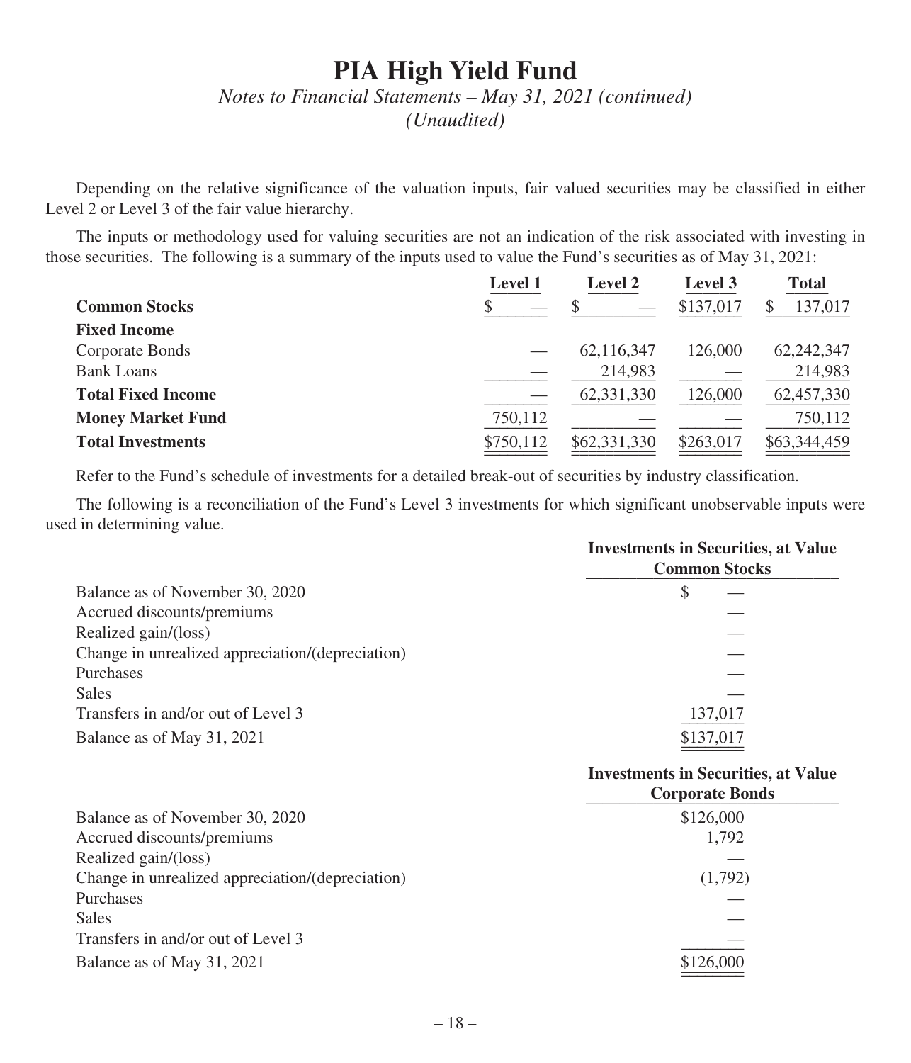# PIA High Yield Fund

*Notes to Financial Statements – May 31, 2021 (continued)*
*(Unaudited)*

Depending on the relative significance of the valuation inputs, fair valued securities may be classified in either Level 2 or Level 3 of the fair value hierarchy.

The inputs or methodology used for valuing securities are not an indication of the risk associated with investing in those securities. The following is a summary of the inputs used to value the Fund's securities as of May 31, 2021:

| | Level 1 | Level 2 | Level 3 | Total |
|---|---|---|---|---|
| **Common Stocks** | $ — | $ — | $137,017 | $ 137,017 |
| **Fixed Income** | | | | |
| Corporate Bonds | — | 62,116,347 | 126,000 | 62,242,347 |
| Bank Loans | — | 214,983 | — | 214,983 |
| **Total Fixed Income** | — | 62,331,330 | 126,000 | 62,457,330 |
| **Money Market Fund** | 750,112 | — | — | 750,112 |
| **Total Investments** | $750,112 | $62,331,330 | $263,017 | $63,344,459 |

Refer to the Fund's schedule of investments for a detailed break-out of securities by industry classification.

The following is a reconciliation of the Fund's Level 3 investments for which significant unobservable inputs were used in determining value.

| | Investments in Securities, at Value Common Stocks |
|---|---|
| Balance as of November 30, 2020 | $ — |
| Accrued discounts/premiums | — |
| Realized gain/(loss) | — |
| Change in unrealized appreciation/(depreciation) | — |
| Purchases | — |
| Sales | — |
| Transfers in and/or out of Level 3 | 137,017 |
| Balance as of May 31, 2021 | $137,017 |

| | Investments in Securities, at Value Corporate Bonds |
|---|---|
| Balance as of November 30, 2020 | $126,000 |
| Accrued discounts/premiums | 1,792 |
| Realized gain/(loss) | — |
| Change in unrealized appreciation/(depreciation) | (1,792) |
| Purchases | — |
| Sales | — |
| Transfers in and/or out of Level 3 | — |
| Balance as of May 31, 2021 | $126,000 |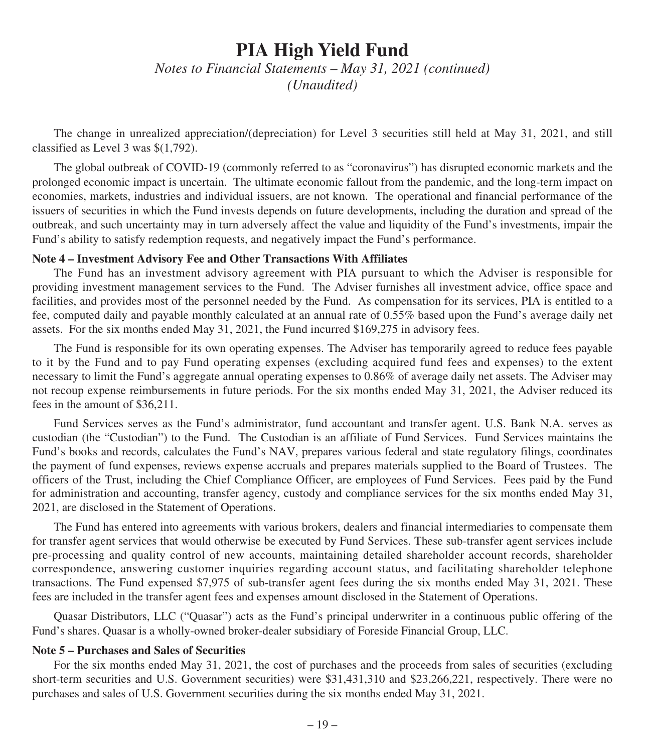The change in unrealized appreciation/(depreciation) for Level 3 securities still held at May 31, 2021, and still classified as Level 3 was $(1,792).

The global outbreak of COVID-19 (commonly referred to as "coronavirus") has disrupted economic markets and the prolonged economic impact is uncertain. The ultimate economic fallout from the pandemic, and the long-term impact on economies, markets, industries and individual issuers, are not known. The operational and financial performance of the issuers of securities in which the Fund invests depends on future developments, including the duration and spread of the outbreak, and such uncertainty may in turn adversely affect the value and liquidity of the Fund's investments, impair the Fund's ability to satisfy redemption requests, and negatively impact the Fund's performance.

**Note 4 – Investment Advisory Fee and Other Transactions With Affiliates**

The Fund has an investment advisory agreement with PIA pursuant to which the Adviser is responsible for providing investment management services to the Fund. The Adviser furnishes all investment advice, office space and facilities, and provides most of the personnel needed by the Fund. As compensation for its services, PIA is entitled to a fee, computed daily and payable monthly calculated at an annual rate of 0.55% based upon the Fund's average daily net assets. For the six months ended May 31, 2021, the Fund incurred $169,275 in advisory fees.

The Fund is responsible for its own operating expenses. The Adviser has temporarily agreed to reduce fees payable to it by the Fund and to pay Fund operating expenses (excluding acquired fund fees and expenses) to the extent necessary to limit the Fund's aggregate annual operating expenses to 0.86% of average daily net assets. The Adviser may not recoup expense reimbursements in future periods. For the six months ended May 31, 2021, the Adviser reduced its fees in the amount of $36,211.

Fund Services serves as the Fund's administrator, fund accountant and transfer agent. U.S. Bank N.A. serves as custodian (the "Custodian") to the Fund. The Custodian is an affiliate of Fund Services. Fund Services maintains the Fund's books and records, calculates the Fund's NAV, prepares various federal and state regulatory filings, coordinates the payment of fund expenses, reviews expense accruals and prepares materials supplied to the Board of Trustees. The officers of the Trust, including the Chief Compliance Officer, are employees of Fund Services. Fees paid by the Fund for administration and accounting, transfer agency, custody and compliance services for the six months ended May 31, 2021, are disclosed in the Statement of Operations.

The Fund has entered into agreements with various brokers, dealers and financial intermediaries to compensate them for transfer agent services that would otherwise be executed by Fund Services. These sub-transfer agent services include pre-processing and quality control of new accounts, maintaining detailed shareholder account records, shareholder correspondence, answering customer inquiries regarding account status, and facilitating shareholder telephone transactions. The Fund expensed $7,975 of sub-transfer agent fees during the six months ended May 31, 2021. These fees are included in the transfer agent fees and expenses amount disclosed in the Statement of Operations.

Quasar Distributors, LLC ("Quasar") acts as the Fund's principal underwriter in a continuous public offering of the Fund's shares. Quasar is a wholly-owned broker-dealer subsidiary of Foreside Financial Group, LLC.

**Note 5 – Purchases and Sales of Securities**

For the six months ended May 31, 2021, the cost of purchases and the proceeds from sales of securities (excluding short-term securities and U.S. Government securities) were $31,431,310 and $23,266,221, respectively. There were no purchases and sales of U.S. Government securities during the six months ended May 31, 2021.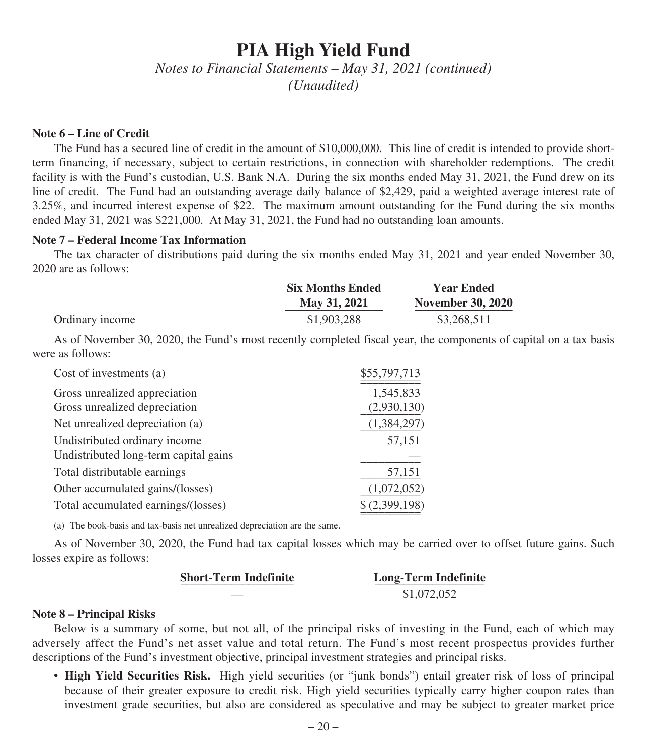# PIA High Yield Fund

*Notes to Financial Statements – May 31, 2021 (continued)*
*(Unaudited)*

**Note 6 – Line of Credit**

The Fund has a secured line of credit in the amount of $10,000,000. This line of credit is intended to provide short-term financing, if necessary, subject to certain restrictions, in connection with shareholder redemptions. The credit facility is with the Fund's custodian, U.S. Bank N.A. During the six months ended May 31, 2021, the Fund drew on its line of credit. The Fund had an outstanding average daily balance of $2,429, paid a weighted average interest rate of 3.25%, and incurred interest expense of $22. The maximum amount outstanding for the Fund during the six months ended May 31, 2021 was $221,000. At May 31, 2021, the Fund had no outstanding loan amounts.

**Note 7 – Federal Income Tax Information**

The tax character of distributions paid during the six months ended May 31, 2021 and year ended November 30, 2020 are as follows:

| | Six Months Ended May 31, 2021 | Year Ended November 30, 2020 |
|---|---|---|
| Ordinary income | $1,903,288 | $3,268,511 |

As of November 30, 2020, the Fund's most recently completed fiscal year, the components of capital on a tax basis were as follows:

| | |
|---|---|
| Cost of investments (a) | $55,797,713 |
| Gross unrealized appreciation | 1,545,833 |
| Gross unrealized depreciation | (2,930,130) |
| Net unrealized depreciation (a) | (1,384,297) |
| Undistributed ordinary income | 57,151 |
| Undistributed long-term capital gains | — |
| Total distributable earnings | 57,151 |
| Other accumulated gains/(losses) | (1,072,052) |
| Total accumulated earnings/(losses) | $ (2,399,198) |

(a) The book-basis and tax-basis net unrealized depreciation are the same.

As of November 30, 2020, the Fund had tax capital losses which may be carried over to offset future gains. Such losses expire as follows:

| Short-Term Indefinite | Long-Term Indefinite |
|---|---|
| — | $1,072,052 |

**Note 8 – Principal Risks**

Below is a summary of some, but not all, of the principal risks of investing in the Fund, each of which may adversely affect the Fund's net asset value and total return. The Fund's most recent prospectus provides further descriptions of the Fund's investment objective, principal investment strategies and principal risks.

- **High Yield Securities Risk.** High yield securities (or "junk bonds") entail greater risk of loss of principal because of their greater exposure to credit risk. High yield securities typically carry higher coupon rates than investment grade securities, but also are considered as speculative and may be subject to greater market price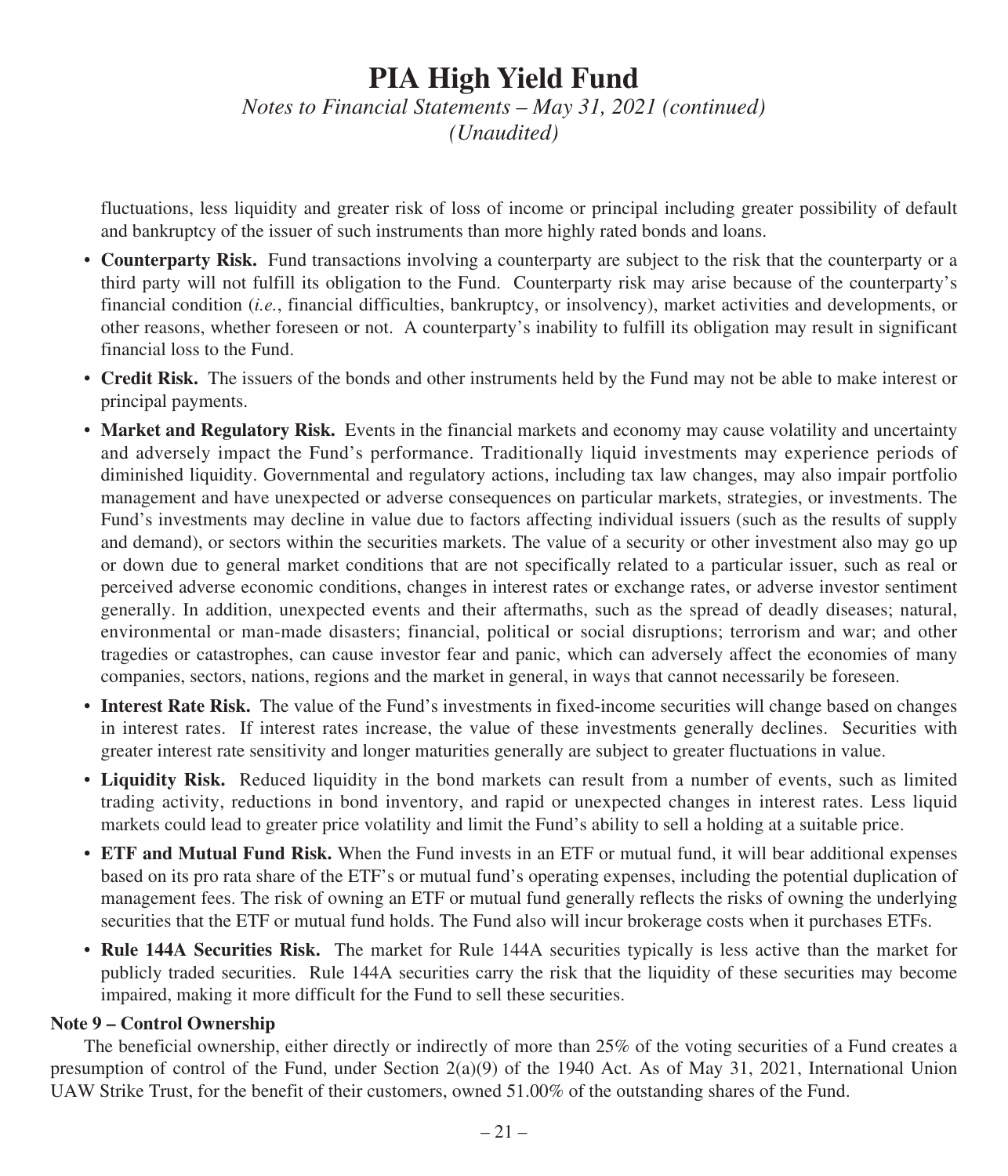fluctuations, less liquidity and greater risk of loss of income or principal including greater possibility of default and bankruptcy of the issuer of such instruments than more highly rated bonds and loans.

- **Counterparty Risk.** Fund transactions involving a counterparty are subject to the risk that the counterparty or a third party will not fulfill its obligation to the Fund. Counterparty risk may arise because of the counterparty's financial condition (*i.e.*, financial difficulties, bankruptcy, or insolvency), market activities and developments, or other reasons, whether foreseen or not. A counterparty's inability to fulfill its obligation may result in significant financial loss to the Fund.
- **Credit Risk.** The issuers of the bonds and other instruments held by the Fund may not be able to make interest or principal payments.
- **Market and Regulatory Risk.** Events in the financial markets and economy may cause volatility and uncertainty and adversely impact the Fund's performance. Traditionally liquid investments may experience periods of diminished liquidity. Governmental and regulatory actions, including tax law changes, may also impair portfolio management and have unexpected or adverse consequences on particular markets, strategies, or investments. The Fund's investments may decline in value due to factors affecting individual issuers (such as the results of supply and demand), or sectors within the securities markets. The value of a security or other investment also may go up or down due to general market conditions that are not specifically related to a particular issuer, such as real or perceived adverse economic conditions, changes in interest rates or exchange rates, or adverse investor sentiment generally. In addition, unexpected events and their aftermaths, such as the spread of deadly diseases; natural, environmental or man-made disasters; financial, political or social disruptions; terrorism and war; and other tragedies or catastrophes, can cause investor fear and panic, which can adversely affect the economies of many companies, sectors, nations, regions and the market in general, in ways that cannot necessarily be foreseen.
- **Interest Rate Risk.** The value of the Fund's investments in fixed-income securities will change based on changes in interest rates. If interest rates increase, the value of these investments generally declines. Securities with greater interest rate sensitivity and longer maturities generally are subject to greater fluctuations in value.
- **Liquidity Risk.** Reduced liquidity in the bond markets can result from a number of events, such as limited trading activity, reductions in bond inventory, and rapid or unexpected changes in interest rates. Less liquid markets could lead to greater price volatility and limit the Fund's ability to sell a holding at a suitable price.
- **ETF and Mutual Fund Risk.** When the Fund invests in an ETF or mutual fund, it will bear additional expenses based on its pro rata share of the ETF's or mutual fund's operating expenses, including the potential duplication of management fees. The risk of owning an ETF or mutual fund generally reflects the risks of owning the underlying securities that the ETF or mutual fund holds. The Fund also will incur brokerage costs when it purchases ETFs.
- **Rule 144A Securities Risk.** The market for Rule 144A securities typically is less active than the market for publicly traded securities. Rule 144A securities carry the risk that the liquidity of these securities may become impaired, making it more difficult for the Fund to sell these securities.

**Note 9 – Control Ownership**

The beneficial ownership, either directly or indirectly of more than 25% of the voting securities of a Fund creates a presumption of control of the Fund, under Section 2(a)(9) of the 1940 Act. As of May 31, 2021, International Union UAW Strike Trust, for the benefit of their customers, owned 51.00% of the outstanding shares of the Fund.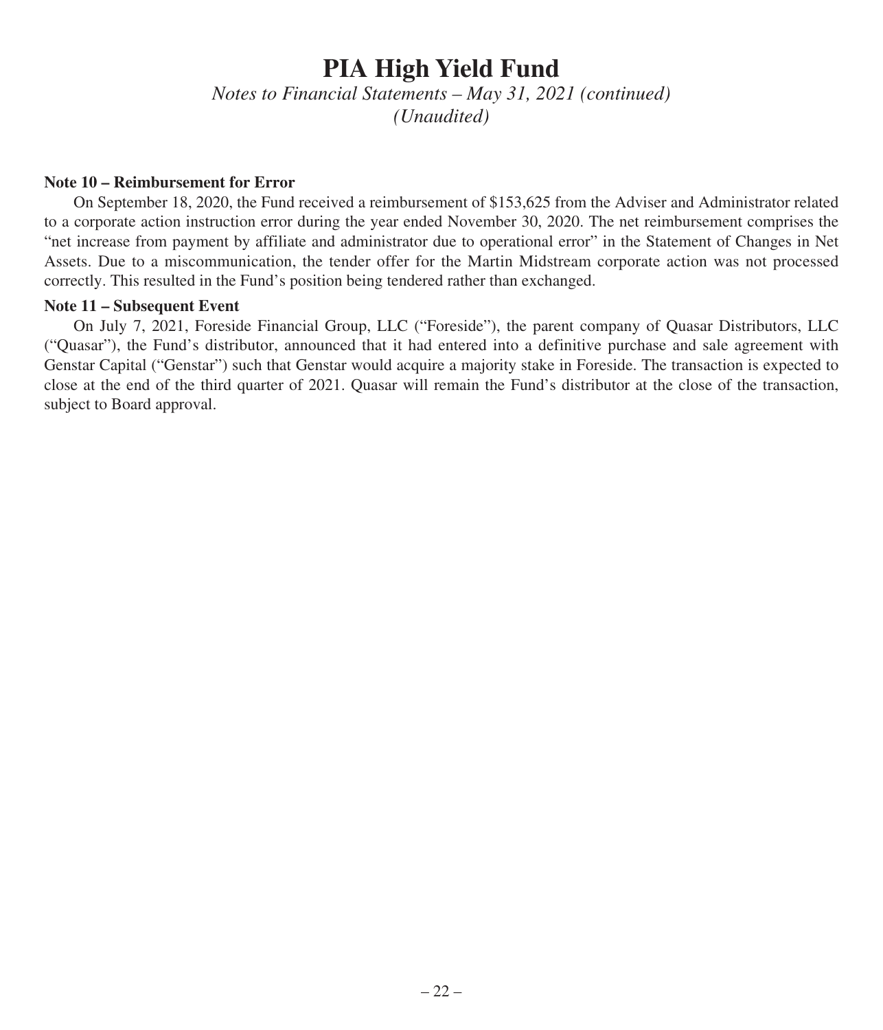# PIA High Yield Fund

*Notes to Financial Statements – May 31, 2021 (continued)*
*(Unaudited)*

**Note 10 – Reimbursement for Error**

On September 18, 2020, the Fund received a reimbursement of $153,625 from the Adviser and Administrator related to a corporate action instruction error during the year ended November 30, 2020. The net reimbursement comprises the "net increase from payment by affiliate and administrator due to operational error" in the Statement of Changes in Net Assets. Due to a miscommunication, the tender offer for the Martin Midstream corporate action was not processed correctly. This resulted in the Fund's position being tendered rather than exchanged.

**Note 11 – Subsequent Event**

On July 7, 2021, Foreside Financial Group, LLC ("Foreside"), the parent company of Quasar Distributors, LLC ("Quasar"), the Fund's distributor, announced that it had entered into a definitive purchase and sale agreement with Genstar Capital ("Genstar") such that Genstar would acquire a majority stake in Foreside. The transaction is expected to close at the end of the third quarter of 2021. Quasar will remain the Fund's distributor at the close of the transaction, subject to Board approval.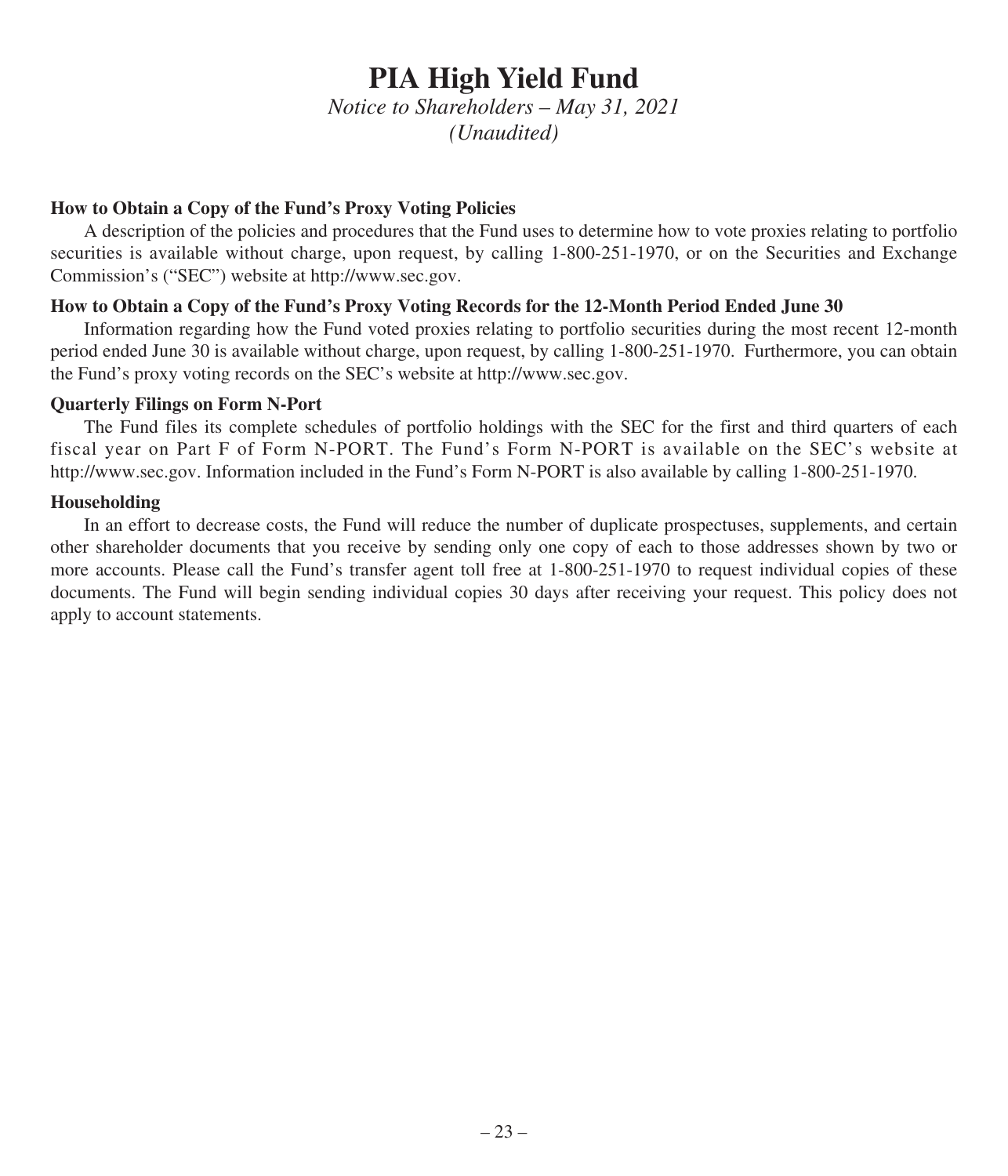# PIA High Yield Fund

*Notice to Shareholders – May 31, 2021*
*(Unaudited)*

**How to Obtain a Copy of the Fund's Proxy Voting Policies**

A description of the policies and procedures that the Fund uses to determine how to vote proxies relating to portfolio securities is available without charge, upon request, by calling 1-800-251-1970, or on the Securities and Exchange Commission's ("SEC") website at http://www.sec.gov.

**How to Obtain a Copy of the Fund's Proxy Voting Records for the 12-Month Period Ended June 30**

Information regarding how the Fund voted proxies relating to portfolio securities during the most recent 12-month period ended June 30 is available without charge, upon request, by calling 1-800-251-1970. Furthermore, you can obtain the Fund's proxy voting records on the SEC's website at http://www.sec.gov.

**Quarterly Filings on Form N-Port**

The Fund files its complete schedules of portfolio holdings with the SEC for the first and third quarters of each fiscal year on Part F of Form N-PORT. The Fund's Form N-PORT is available on the SEC's website at http://www.sec.gov. Information included in the Fund's Form N-PORT is also available by calling 1-800-251-1970.

**Householding**

In an effort to decrease costs, the Fund will reduce the number of duplicate prospectuses, supplements, and certain other shareholder documents that you receive by sending only one copy of each to those addresses shown by two or more accounts. Please call the Fund's transfer agent toll free at 1-800-251-1970 to request individual copies of these documents. The Fund will begin sending individual copies 30 days after receiving your request. This policy does not apply to account statements.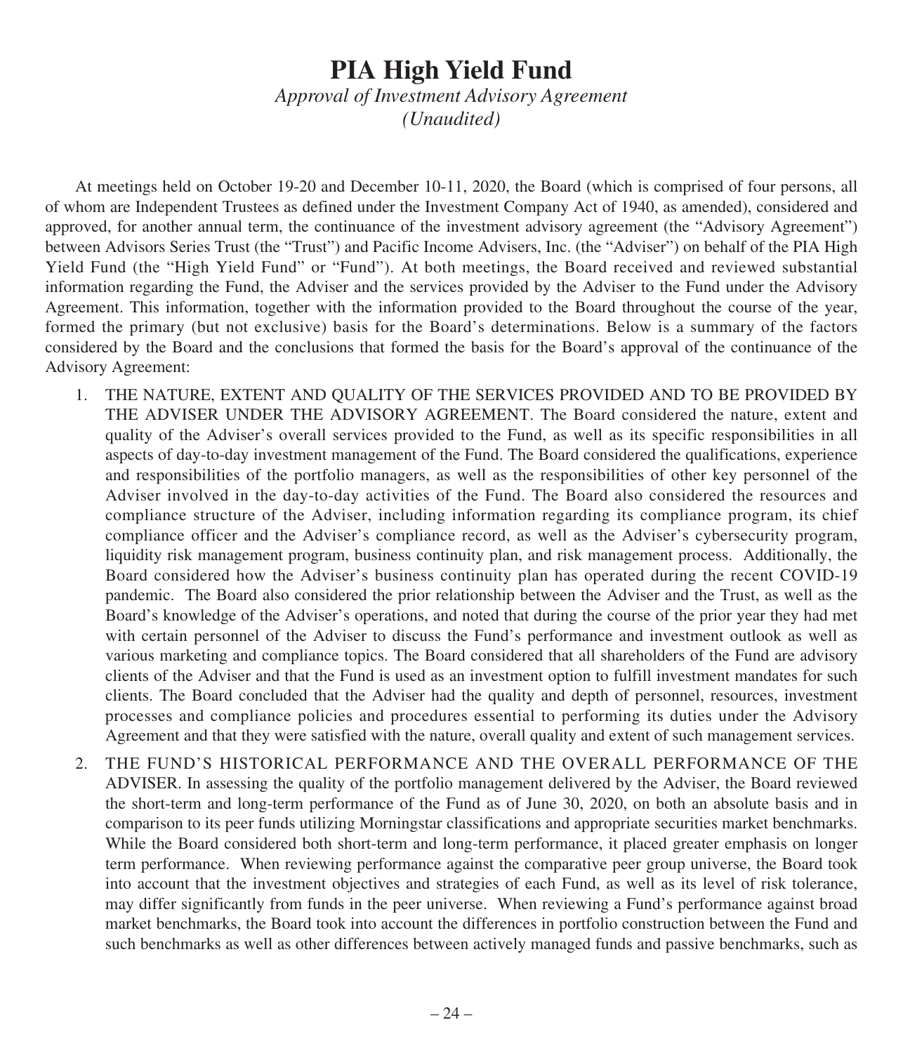# PIA High Yield Fund

*Approval of Investment Advisory Agreement*
*(Unaudited)*

At meetings held on October 19-20 and December 10-11, 2020, the Board (which is comprised of four persons, all of whom are Independent Trustees as defined under the Investment Company Act of 1940, as amended), considered and approved, for another annual term, the continuance of the investment advisory agreement (the "Advisory Agreement") between Advisors Series Trust (the "Trust") and Pacific Income Advisers, Inc. (the "Adviser") on behalf of the PIA High Yield Fund (the "High Yield Fund" or "Fund"). At both meetings, the Board received and reviewed substantial information regarding the Fund, the Adviser and the services provided by the Adviser to the Fund under the Advisory Agreement. This information, together with the information provided to the Board throughout the course of the year, formed the primary (but not exclusive) basis for the Board's determinations. Below is a summary of the factors considered by the Board and the conclusions that formed the basis for the Board's approval of the continuance of the Advisory Agreement:

1. THE NATURE, EXTENT AND QUALITY OF THE SERVICES PROVIDED AND TO BE PROVIDED BY THE ADVISER UNDER THE ADVISORY AGREEMENT. The Board considered the nature, extent and quality of the Adviser's overall services provided to the Fund, as well as its specific responsibilities in all aspects of day-to-day investment management of the Fund. The Board considered the qualifications, experience and responsibilities of the portfolio managers, as well as the responsibilities of other key personnel of the Adviser involved in the day-to-day activities of the Fund. The Board also considered the resources and compliance structure of the Adviser, including information regarding its compliance program, its chief compliance officer and the Adviser's compliance record, as well as the Adviser's cybersecurity program, liquidity risk management program, business continuity plan, and risk management process. Additionally, the Board considered how the Adviser's business continuity plan has operated during the recent COVID-19 pandemic. The Board also considered the prior relationship between the Adviser and the Trust, as well as the Board's knowledge of the Adviser's operations, and noted that during the course of the prior year they had met with certain personnel of the Adviser to discuss the Fund's performance and investment outlook as well as various marketing and compliance topics. The Board considered that all shareholders of the Fund are advisory clients of the Adviser and that the Fund is used as an investment option to fulfill investment mandates for such clients. The Board concluded that the Adviser had the quality and depth of personnel, resources, investment processes and compliance policies and procedures essential to performing its duties under the Advisory Agreement and that they were satisfied with the nature, overall quality and extent of such management services.

2. THE FUND'S HISTORICAL PERFORMANCE AND THE OVERALL PERFORMANCE OF THE ADVISER. In assessing the quality of the portfolio management delivered by the Adviser, the Board reviewed the short-term and long-term performance of the Fund as of June 30, 2020, on both an absolute basis and in comparison to its peer funds utilizing Morningstar classifications and appropriate securities market benchmarks. While the Board considered both short-term and long-term performance, it placed greater emphasis on longer term performance. When reviewing performance against the comparative peer group universe, the Board took into account that the investment objectives and strategies of each Fund, as well as its level of risk tolerance, may differ significantly from funds in the peer universe. When reviewing a Fund's performance against broad market benchmarks, the Board took into account the differences in portfolio construction between the Fund and such benchmarks as well as other differences between actively managed funds and passive benchmarks, such as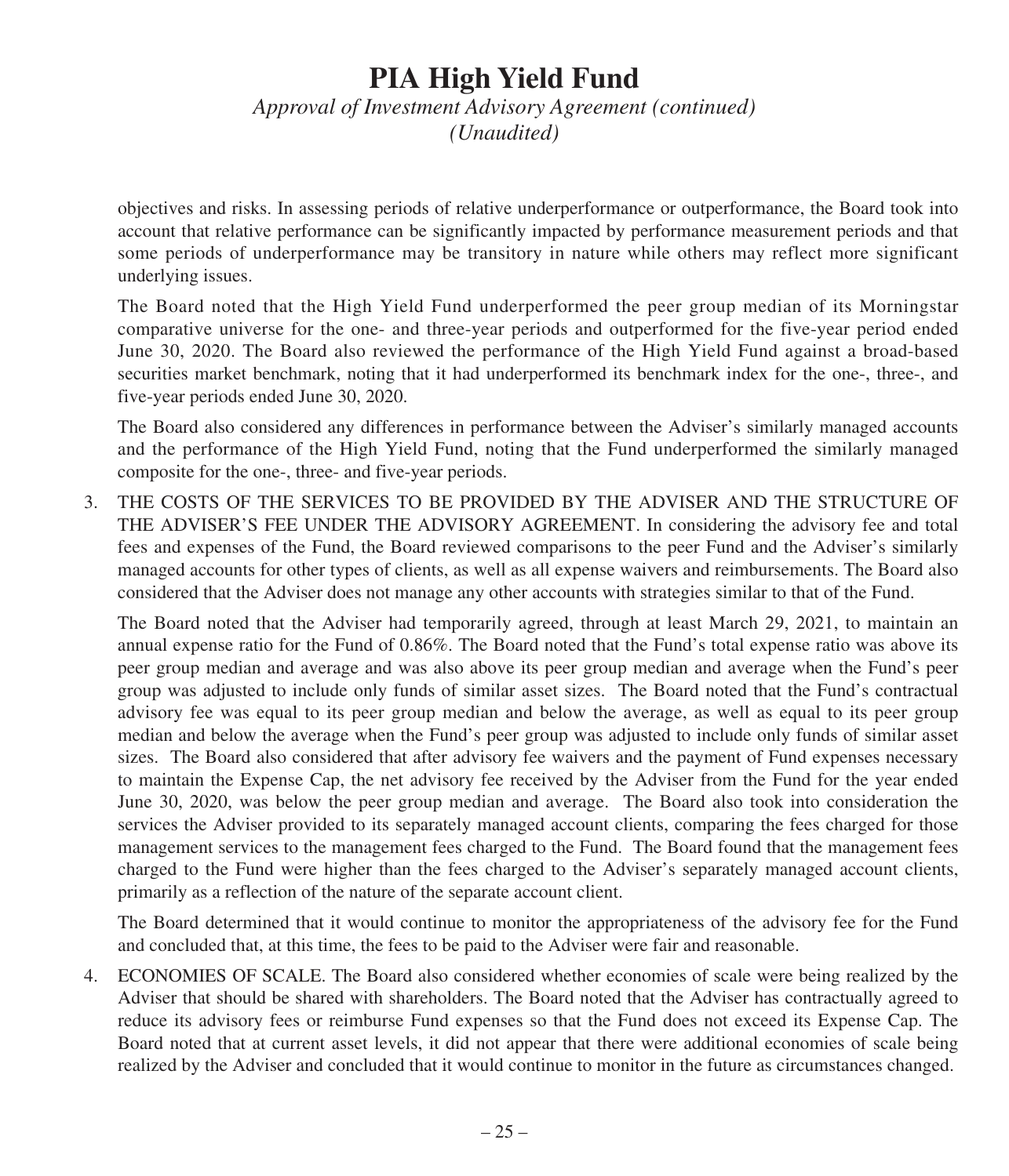# PIA High Yield Fund

*Approval of Investment Advisory Agreement (continued)*
*(Unaudited)*

objectives and risks. In assessing periods of relative underperformance or outperformance, the Board took into account that relative performance can be significantly impacted by performance measurement periods and that some periods of underperformance may be transitory in nature while others may reflect more significant underlying issues.

The Board noted that the High Yield Fund underperformed the peer group median of its Morningstar comparative universe for the one- and three-year periods and outperformed for the five-year period ended June 30, 2020. The Board also reviewed the performance of the High Yield Fund against a broad-based securities market benchmark, noting that it had underperformed its benchmark index for the one-, three-, and five-year periods ended June 30, 2020.

The Board also considered any differences in performance between the Adviser's similarly managed accounts and the performance of the High Yield Fund, noting that the Fund underperformed the similarly managed composite for the one-, three- and five-year periods.

3. THE COSTS OF THE SERVICES TO BE PROVIDED BY THE ADVISER AND THE STRUCTURE OF THE ADVISER'S FEE UNDER THE ADVISORY AGREEMENT. In considering the advisory fee and total fees and expenses of the Fund, the Board reviewed comparisons to the peer Fund and the Adviser's similarly managed accounts for other types of clients, as well as all expense waivers and reimbursements. The Board also considered that the Adviser does not manage any other accounts with strategies similar to that of the Fund.

   The Board noted that the Adviser had temporarily agreed, through at least March 29, 2021, to maintain an annual expense ratio for the Fund of 0.86%. The Board noted that the Fund's total expense ratio was above its peer group median and average and was also above its peer group median and average when the Fund's peer group was adjusted to include only funds of similar asset sizes. The Board noted that the Fund's contractual advisory fee was equal to its peer group median and below the average, as well as equal to its peer group median and below the average when the Fund's peer group was adjusted to include only funds of similar asset sizes. The Board also considered that after advisory fee waivers and the payment of Fund expenses necessary to maintain the Expense Cap, the net advisory fee received by the Adviser from the Fund for the year ended June 30, 2020, was below the peer group median and average. The Board also took into consideration the services the Adviser provided to its separately managed account clients, comparing the fees charged for those management services to the management fees charged to the Fund. The Board found that the management fees charged to the Fund were higher than the fees charged to the Adviser's separately managed account clients, primarily as a reflection of the nature of the separate account client.

   The Board determined that it would continue to monitor the appropriateness of the advisory fee for the Fund and concluded that, at this time, the fees to be paid to the Adviser were fair and reasonable.

4. ECONOMIES OF SCALE. The Board also considered whether economies of scale were being realized by the Adviser that should be shared with shareholders. The Board noted that the Adviser has contractually agreed to reduce its advisory fees or reimburse Fund expenses so that the Fund does not exceed its Expense Cap. The Board noted that at current asset levels, it did not appear that there were additional economies of scale being realized by the Adviser and concluded that it would continue to monitor in the future as circumstances changed.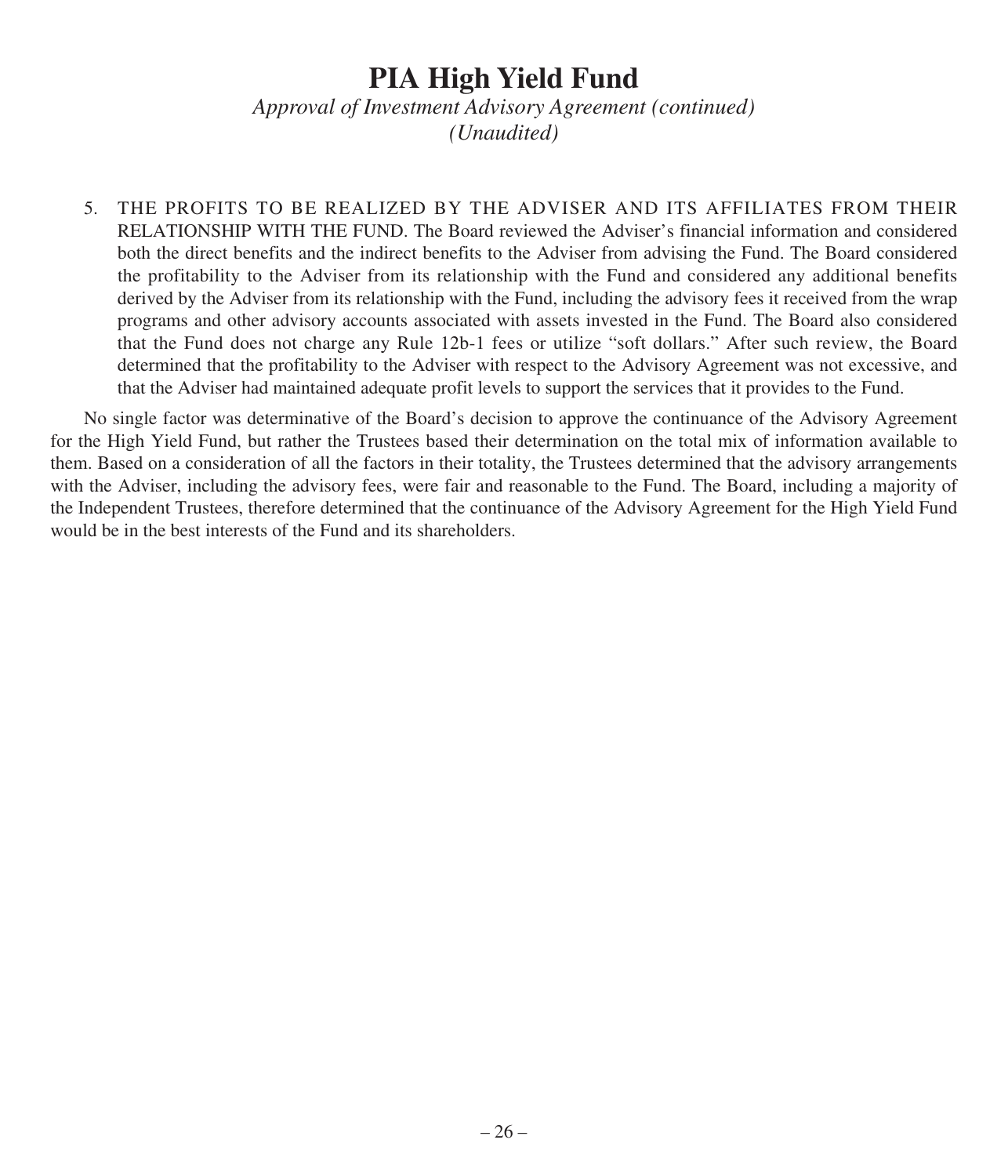# PIA High Yield Fund

*Approval of Investment Advisory Agreement (continued)*
*(Unaudited)*

5. THE PROFITS TO BE REALIZED BY THE ADVISER AND ITS AFFILIATES FROM THEIR RELATIONSHIP WITH THE FUND. The Board reviewed the Adviser's financial information and considered both the direct benefits and the indirect benefits to the Adviser from advising the Fund. The Board considered the profitability to the Adviser from its relationship with the Fund and considered any additional benefits derived by the Adviser from its relationship with the Fund, including the advisory fees it received from the wrap programs and other advisory accounts associated with assets invested in the Fund. The Board also considered that the Fund does not charge any Rule 12b-1 fees or utilize "soft dollars." After such review, the Board determined that the profitability to the Adviser with respect to the Advisory Agreement was not excessive, and that the Adviser had maintained adequate profit levels to support the services that it provides to the Fund.

No single factor was determinative of the Board's decision to approve the continuance of the Advisory Agreement for the High Yield Fund, but rather the Trustees based their determination on the total mix of information available to them. Based on a consideration of all the factors in their totality, the Trustees determined that the advisory arrangements with the Adviser, including the advisory fees, were fair and reasonable to the Fund. The Board, including a majority of the Independent Trustees, therefore determined that the continuance of the Advisory Agreement for the High Yield Fund would be in the best interests of the Fund and its shareholders.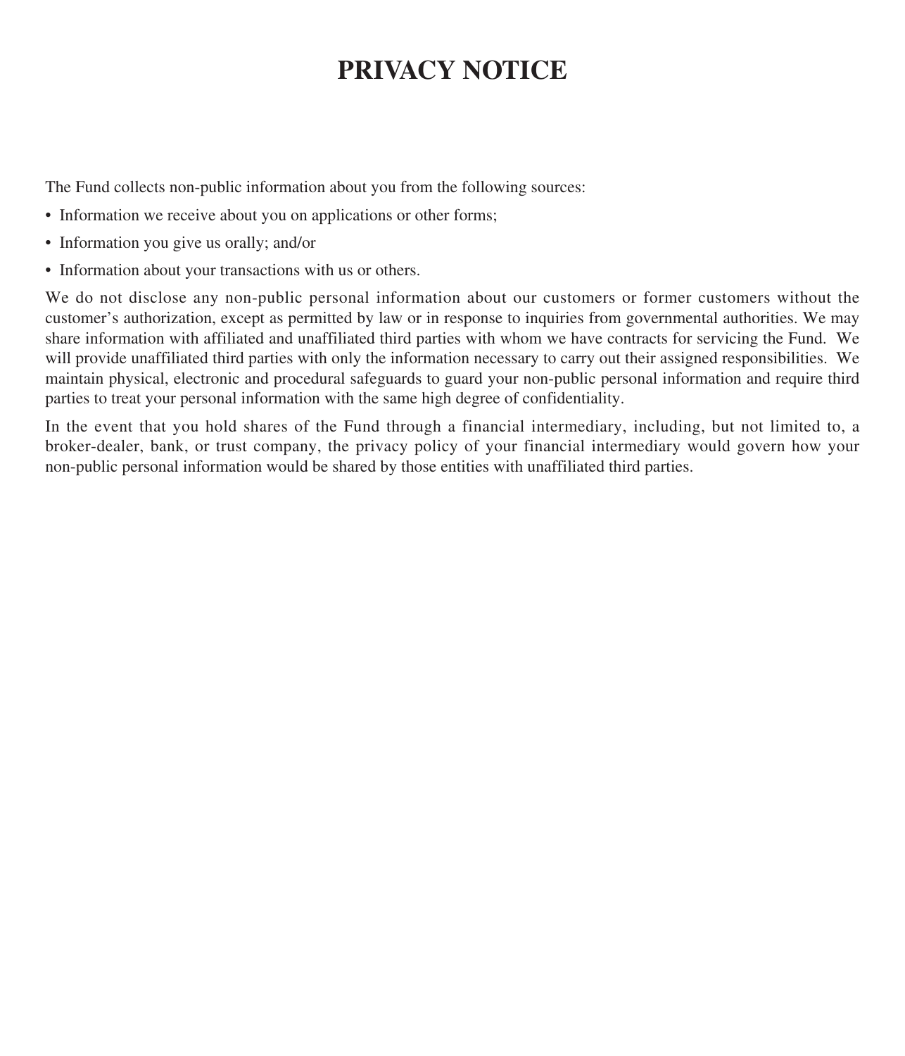# PRIVACY NOTICE

The Fund collects non-public information about you from the following sources:

- Information we receive about you on applications or other forms;
- Information you give us orally; and/or
- Information about your transactions with us or others.

We do not disclose any non-public personal information about our customers or former customers without the customer's authorization, except as permitted by law or in response to inquiries from governmental authorities. We may share information with affiliated and unaffiliated third parties with whom we have contracts for servicing the Fund. We will provide unaffiliated third parties with only the information necessary to carry out their assigned responsibilities. We maintain physical, electronic and procedural safeguards to guard your non-public personal information and require third parties to treat your personal information with the same high degree of confidentiality.

In the event that you hold shares of the Fund through a financial intermediary, including, but not limited to, a broker-dealer, bank, or trust company, the privacy policy of your financial intermediary would govern how your non-public personal information would be shared by those entities with unaffiliated third parties.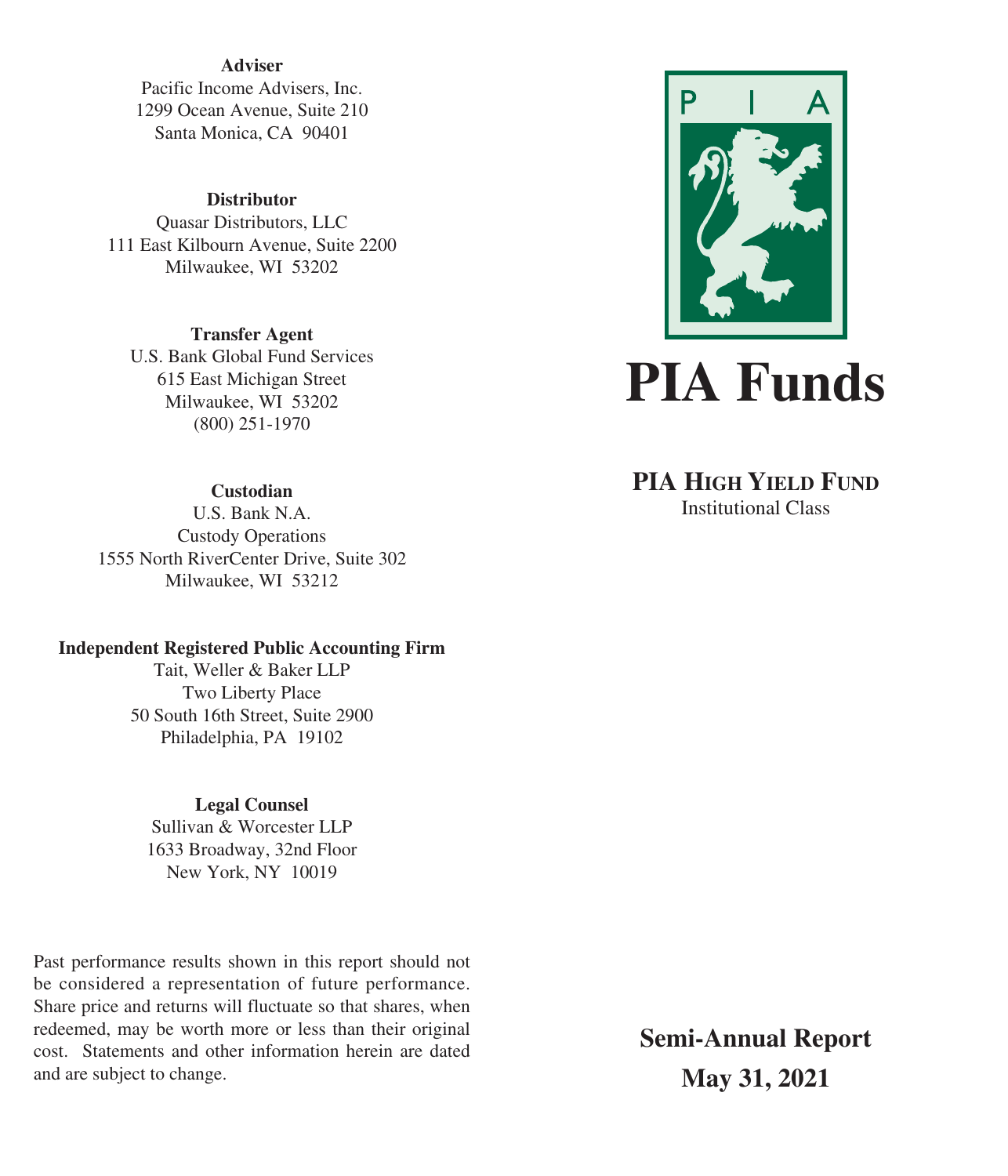**Adviser**
Pacific Income Advisers, Inc.
1299 Ocean Avenue, Suite 210
Santa Monica, CA 90401

**Distributor**
Quasar Distributors, LLC
111 East Kilbourn Avenue, Suite 2200
Milwaukee, WI 53202

**Transfer Agent**
U.S. Bank Global Fund Services
615 East Michigan Street
Milwaukee, WI 53202
(800) 251-1970

**Custodian**
U.S. Bank N.A.
Custody Operations
1555 North RiverCenter Drive, Suite 302
Milwaukee, WI 53212

**Independent Registered Public Accounting Firm**
Tait, Weller & Baker LLP
Two Liberty Place
50 South 16th Street, Suite 2900
Philadelphia, PA 19102

**Legal Counsel**
Sullivan & Worcester LLP
1633 Broadway, 32nd Floor
New York, NY 10019

Past performance results shown in this report should not be considered a representation of future performance. Share price and returns will fluctuate so that shares, when redeemed, may be worth more or less than their original cost. Statements and other information herein are dated and are subject to change.

P I A

# PIA Funds

## PIA High Yield Fund

Institutional Class

**Semi-Annual Report**

**May 31, 2021**